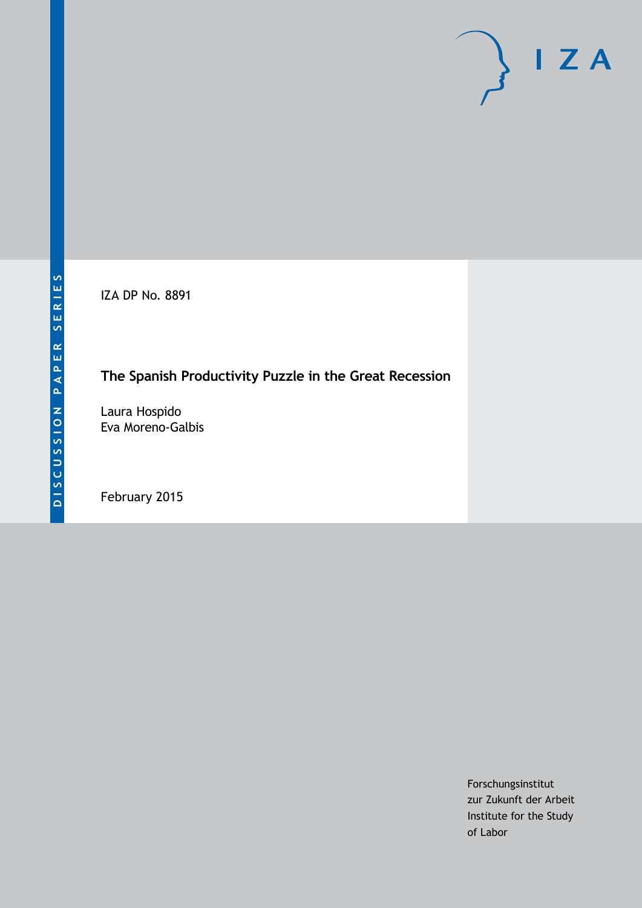DISCUSSION PAPER SERIES

IZA

IZA DP No. 8891

# The Spanish Productivity Puzzle in the Great Recession

Laura Hospido
Eva Moreno-Galbis

February 2015

Forschungsinstitut
zur Zukunft der Arbeit
Institute for the Study
of Labor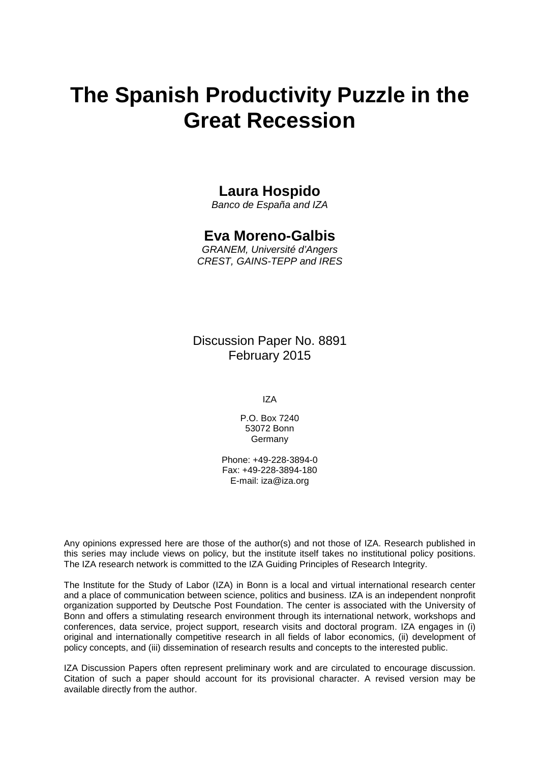# The Spanish Productivity Puzzle in the Great Recession

**Laura Hospido**

*Banco de España and IZA*

**Eva Moreno-Galbis**

*GRANEM, Université d'Angers*
*CREST, GAINS-TEPP and IRES*

Discussion Paper No. 8891
February 2015

IZA

P.O. Box 7240
53072 Bonn
Germany

Phone: +49-228-3894-0
Fax: +49-228-3894-180
E-mail: iza@iza.org

Any opinions expressed here are those of the author(s) and not those of IZA. Research published in this series may include views on policy, but the institute itself takes no institutional policy positions. The IZA research network is committed to the IZA Guiding Principles of Research Integrity.

The Institute for the Study of Labor (IZA) in Bonn is a local and virtual international research center and a place of communication between science, politics and business. IZA is an independent nonprofit organization supported by Deutsche Post Foundation. The center is associated with the University of Bonn and offers a stimulating research environment through its international network, workshops and conferences, data service, project support, research visits and doctoral program. IZA engages in (i) original and internationally competitive research in all fields of labor economics, (ii) development of policy concepts, and (iii) dissemination of research results and concepts to the interested public.

IZA Discussion Papers often represent preliminary work and are circulated to encourage discussion. Citation of such a paper should account for its provisional character. A revised version may be available directly from the author.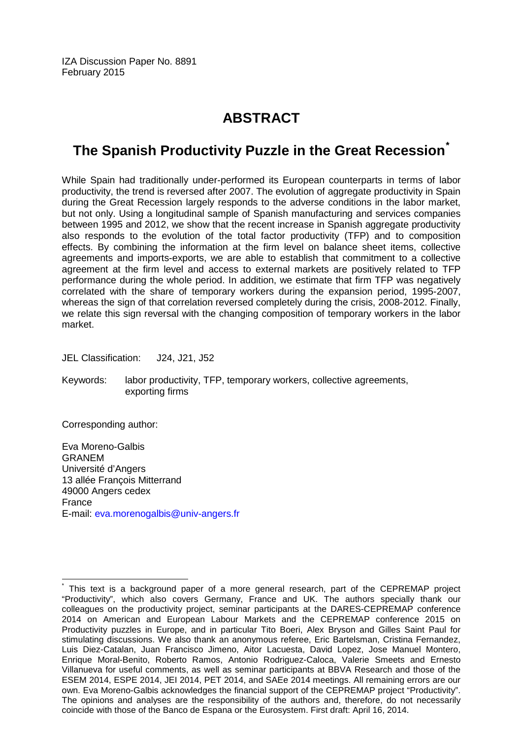IZA Discussion Paper No. 8891
February 2015

# ABSTRACT

## The Spanish Productivity Puzzle in the Great Recession[*]

While Spain had traditionally under-performed its European counterparts in terms of labor productivity, the trend is reversed after 2007. The evolution of aggregate productivity in Spain during the Great Recession largely responds to the adverse conditions in the labor market, but not only. Using a longitudinal sample of Spanish manufacturing and services companies between 1995 and 2012, we show that the recent increase in Spanish aggregate productivity also responds to the evolution of the total factor productivity (TFP) and to composition effects. By combining the information at the firm level on balance sheet items, collective agreements and imports-exports, we are able to establish that commitment to a collective agreement at the firm level and access to external markets are positively related to TFP performance during the whole period. In addition, we estimate that firm TFP was negatively correlated with the share of temporary workers during the expansion period, 1995-2007, whereas the sign of that correlation reversed completely during the crisis, 2008-2012. Finally, we relate this sign reversal with the changing composition of temporary workers in the labor market.

JEL Classification: J24, J21, J52

Keywords: labor productivity, TFP, temporary workers, collective agreements, exporting firms

Corresponding author:

Eva Moreno-Galbis
GRANEM
Université d'Angers
13 allée François Mitterrand
49000 Angers cedex
France
E-mail: eva.morenogalbis@univ-angers.fr

---

[*] This text is a background paper of a more general research, part of the CEPREMAP project "Productivity", which also covers Germany, France and UK. The authors specially thank our colleagues on the productivity project, seminar participants at the DARES-CEPREMAP conference 2014 on American and European Labour Markets and the CEPREMAP conference 2015 on Productivity puzzles in Europe, and in particular Tito Boeri, Alex Bryson and Gilles Saint Paul for stimulating discussions. We also thank an anonymous referee, Eric Bartelsman, Cristina Fernandez, Luis Diez-Catalan, Juan Francisco Jimeno, Aitor Lacuesta, David Lopez, Jose Manuel Montero, Enrique Moral-Benito, Roberto Ramos, Antonio Rodriguez-Caloca, Valerie Smeets and Ernesto Villanueva for useful comments, as well as seminar participants at BBVA Research and those of the ESEM 2014, ESPE 2014, JEI 2014, PET 2014, and SAEe 2014 meetings. All remaining errors are our own. Eva Moreno-Galbis acknowledges the financial support of the CEPREMAP project "Productivity". The opinions and analyses are the responsibility of the authors and, therefore, do not necessarily coincide with those of the Banco de Espana or the Eurosystem. First draft: April 16, 2014.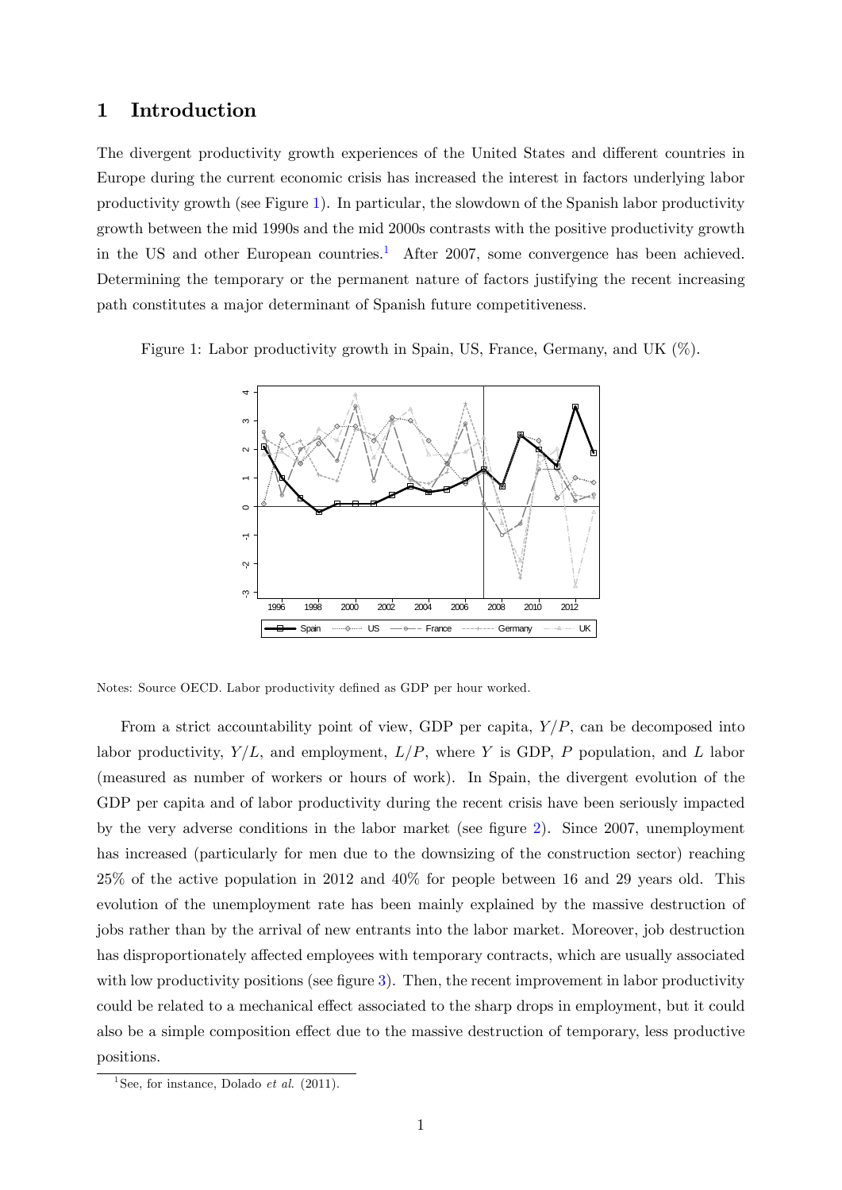# 1 Introduction

The divergent productivity growth experiences of the United States and different countries in Europe during the current economic crisis has increased the interest in factors underlying labor productivity growth (see Figure 1). In particular, the slowdown of the Spanish labor productivity growth between the mid 1990s and the mid 2000s contrasts with the positive productivity growth in the US and other European countries.[1] After 2007, some convergence has been achieved. Determining the temporary or the permanent nature of factors justifying the recent increasing path constitutes a major determinant of Spanish future competitiveness.

Figure 1: Labor productivity growth in Spain, US, France, Germany, and UK (%).

Notes: Source OECD. Labor productivity defined as GDP per hour worked.

From a strict accountability point of view, GDP per capita, $Y/P$, can be decomposed into labor productivity, $Y/L$, and employment, $L/P$, where $Y$ is GDP, $P$ population, and $L$ labor (measured as number of workers or hours of work). In Spain, the divergent evolution of the GDP per capita and of labor productivity during the recent crisis have been seriously impacted by the very adverse conditions in the labor market (see figure 2). Since 2007, unemployment has increased (particularly for men due to the downsizing of the construction sector) reaching 25% of the active population in 2012 and 40% for people between 16 and 29 years old. This evolution of the unemployment rate has been mainly explained by the massive destruction of jobs rather than by the arrival of new entrants into the labor market. Moreover, job destruction has disproportionately affected employees with temporary contracts, which are usually associated with low productivity positions (see figure 3). Then, the recent improvement in labor productivity could be related to a mechanical effect associated to the sharp drops in employment, but it could also be a simple composition effect due to the massive destruction of temporary, less productive positions.

[1] See, for instance, Dolado *et al.* (2011).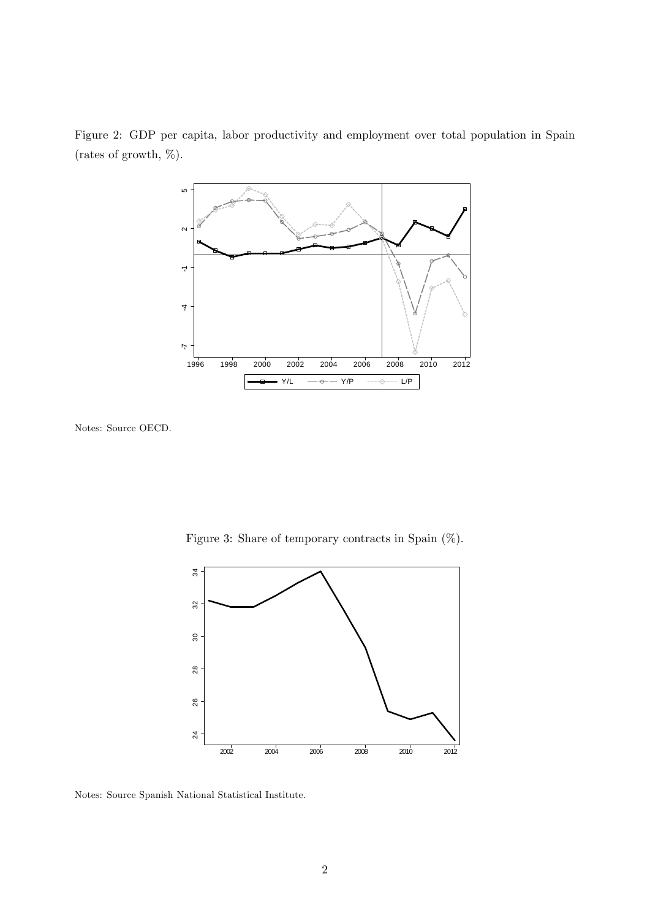Figure 2: GDP per capita, labor productivity and employment over total population in Spain (rates of growth, %).

Notes: Source OECD.

Figure 3: Share of temporary contracts in Spain (%).

Notes: Source Spanish National Statistical Institute.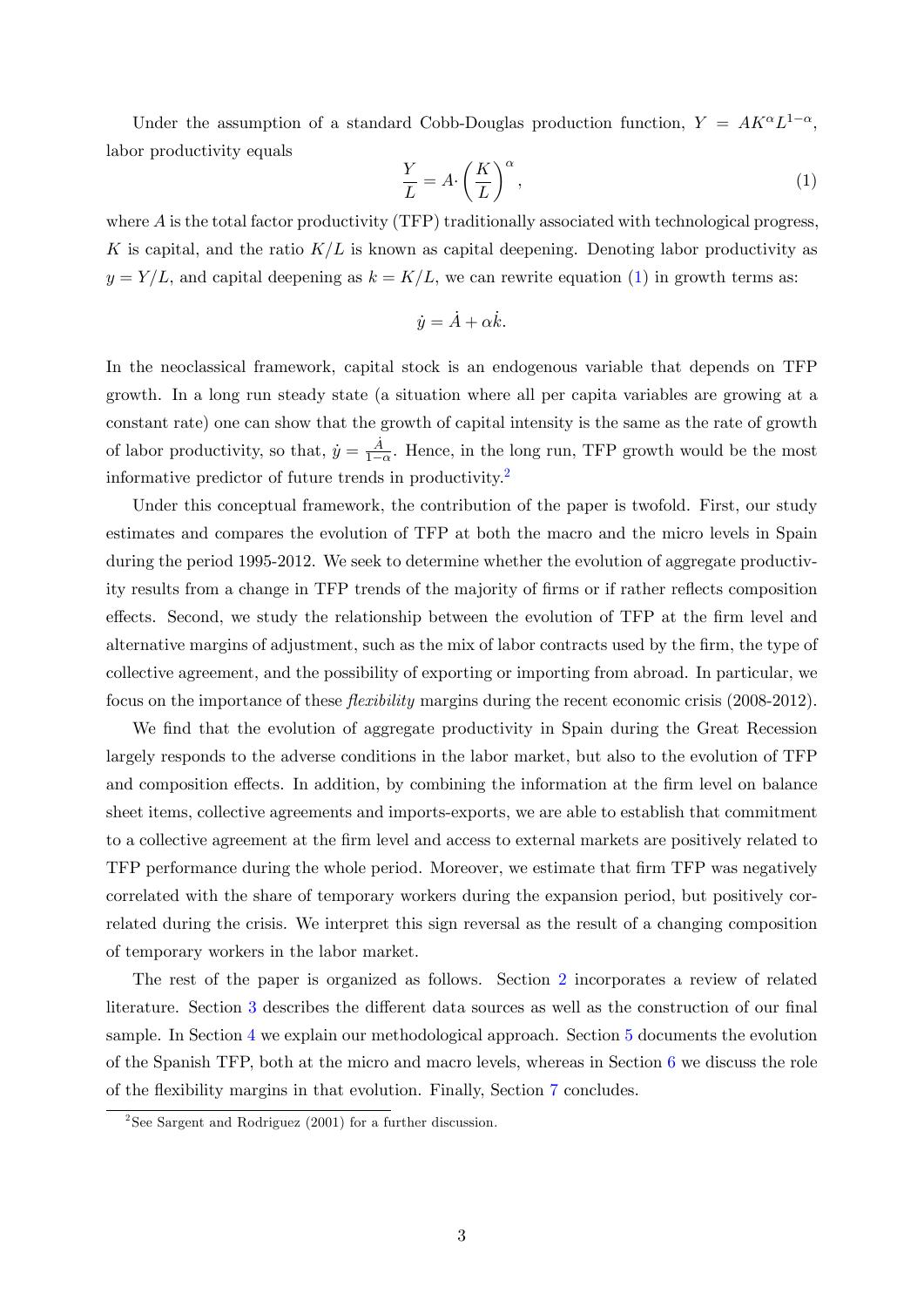Under the assumption of a standard Cobb-Douglas production function, $Y = AK^{\alpha}L^{1-\alpha}$, labor productivity equals

$$\frac{Y}{L} = A \cdot \left(\frac{K}{L}\right)^{\alpha}, \tag{1}$$

where $A$ is the total factor productivity (TFP) traditionally associated with technological progress, $K$ is capital, and the ratio $K/L$ is known as capital deepening. Denoting labor productivity as $y = Y/L$, and capital deepening as $k = K/L$, we can rewrite equation (1) in growth terms as:

$$\dot{y} = \dot{A} + \alpha \dot{k}.$$

In the neoclassical framework, capital stock is an endogenous variable that depends on TFP growth. In a long run steady state (a situation where all per capita variables are growing at a constant rate) one can show that the growth of capital intensity is the same as the rate of growth of labor productivity, so that, $\dot{y} = \frac{\dot{A}}{1-\alpha}$. Hence, in the long run, TFP growth would be the most informative predictor of future trends in productivity.[2]

Under this conceptual framework, the contribution of the paper is twofold. First, our study estimates and compares the evolution of TFP at both the macro and the micro levels in Spain during the period 1995-2012. We seek to determine whether the evolution of aggregate productivity results from a change in TFP trends of the majority of firms or if rather reflects composition effects. Second, we study the relationship between the evolution of TFP at the firm level and alternative margins of adjustment, such as the mix of labor contracts used by the firm, the type of collective agreement, and the possibility of exporting or importing from abroad. In particular, we focus on the importance of these *flexibility* margins during the recent economic crisis (2008-2012).

We find that the evolution of aggregate productivity in Spain during the Great Recession largely responds to the adverse conditions in the labor market, but also to the evolution of TFP and composition effects. In addition, by combining the information at the firm level on balance sheet items, collective agreements and imports-exports, we are able to establish that commitment to a collective agreement at the firm level and access to external markets are positively related to TFP performance during the whole period. Moreover, we estimate that firm TFP was negatively correlated with the share of temporary workers during the expansion period, but positively correlated during the crisis. We interpret this sign reversal as the result of a changing composition of temporary workers in the labor market.

The rest of the paper is organized as follows. Section 2 incorporates a review of related literature. Section 3 describes the different data sources as well as the construction of our final sample. In Section 4 we explain our methodological approach. Section 5 documents the evolution of the Spanish TFP, both at the micro and macro levels, whereas in Section 6 we discuss the role of the flexibility margins in that evolution. Finally, Section 7 concludes.

[2] See Sargent and Rodriguez (2001) for a further discussion.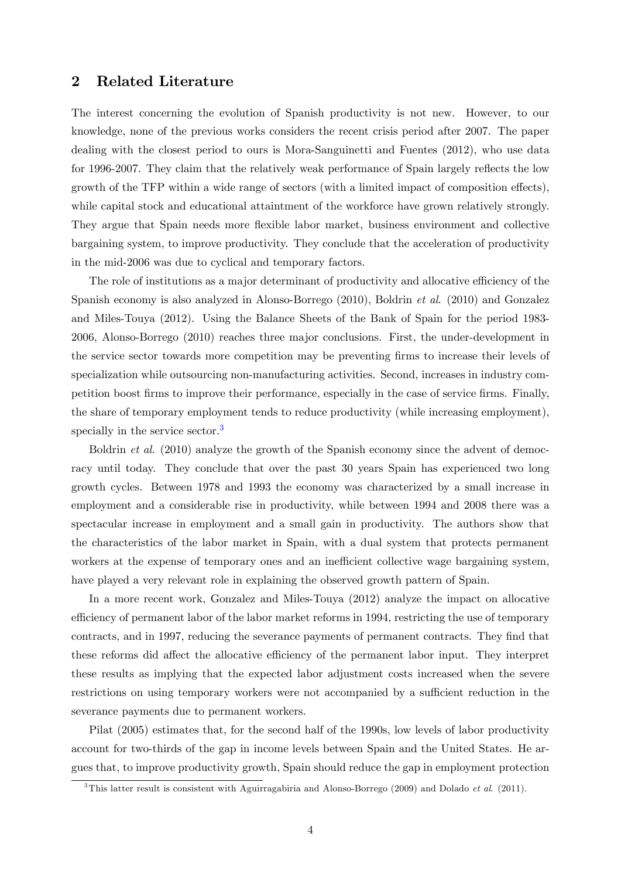## 2 Related Literature

The interest concerning the evolution of Spanish productivity is not new. However, to our knowledge, none of the previous works considers the recent crisis period after 2007. The paper dealing with the closest period to ours is Mora-Sanguinetti and Fuentes (2012), who use data for 1996-2007. They claim that the relatively weak performance of Spain largely reflects the low growth of the TFP within a wide range of sectors (with a limited impact of composition effects), while capital stock and educational attaintment of the workforce have grown relatively strongly. They argue that Spain needs more flexible labor market, business environment and collective bargaining system, to improve productivity. They conclude that the acceleration of productivity in the mid-2006 was due to cyclical and temporary factors.

The role of institutions as a major determinant of productivity and allocative efficiency of the Spanish economy is also analyzed in Alonso-Borrego (2010), Boldrin *et al*. (2010) and Gonzalez and Miles-Touya (2012). Using the Balance Sheets of the Bank of Spain for the period 1983-2006, Alonso-Borrego (2010) reaches three major conclusions. First, the under-development in the service sector towards more competition may be preventing firms to increase their levels of specialization while outsourcing non-manufacturing activities. Second, increases in industry competition boost firms to improve their performance, especially in the case of service firms. Finally, the share of temporary employment tends to reduce productivity (while increasing employment), specially in the service sector.[3]

Boldrin *et al*. (2010) analyze the growth of the Spanish economy since the advent of democracy until today. They conclude that over the past 30 years Spain has experienced two long growth cycles. Between 1978 and 1993 the economy was characterized by a small increase in employment and a considerable rise in productivity, while between 1994 and 2008 there was a spectacular increase in employment and a small gain in productivity. The authors show that the characteristics of the labor market in Spain, with a dual system that protects permanent workers at the expense of temporary ones and an inefficient collective wage bargaining system, have played a very relevant role in explaining the observed growth pattern of Spain.

In a more recent work, Gonzalez and Miles-Touya (2012) analyze the impact on allocative efficiency of permanent labor of the labor market reforms in 1994, restricting the use of temporary contracts, and in 1997, reducing the severance payments of permanent contracts. They find that these reforms did affect the allocative efficiency of the permanent labor input. They interpret these results as implying that the expected labor adjustment costs increased when the severe restrictions on using temporary workers were not accompanied by a sufficient reduction in the severance payments due to permanent workers.

Pilat (2005) estimates that, for the second half of the 1990s, low levels of labor productivity account for two-thirds of the gap in income levels between Spain and the United States. He argues that, to improve productivity growth, Spain should reduce the gap in employment protection

[3]This latter result is consistent with Aguirragabiria and Alonso-Borrego (2009) and Dolado *et al.* (2011).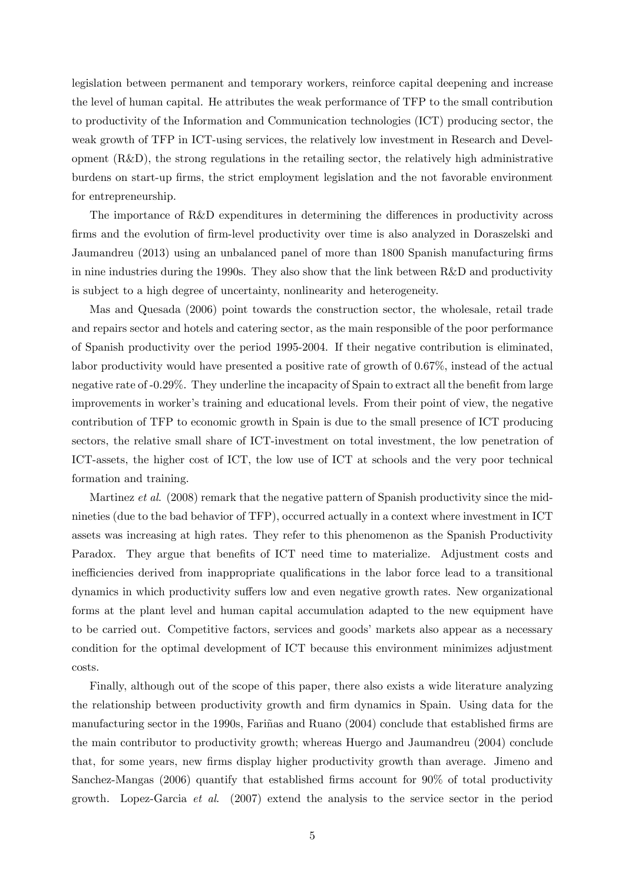legislation between permanent and temporary workers, reinforce capital deepening and increase the level of human capital. He attributes the weak performance of TFP to the small contribution to productivity of the Information and Communication technologies (ICT) producing sector, the weak growth of TFP in ICT-using services, the relatively low investment in Research and Development (R&D), the strong regulations in the retailing sector, the relatively high administrative burdens on start-up firms, the strict employment legislation and the not favorable environment for entrepreneurship.

The importance of R&D expenditures in determining the differences in productivity across firms and the evolution of firm-level productivity over time is also analyzed in Doraszelski and Jaumandreu (2013) using an unbalanced panel of more than 1800 Spanish manufacturing firms in nine industries during the 1990s. They also show that the link between R&D and productivity is subject to a high degree of uncertainty, nonlinearity and heterogeneity.

Mas and Quesada (2006) point towards the construction sector, the wholesale, retail trade and repairs sector and hotels and catering sector, as the main responsible of the poor performance of Spanish productivity over the period 1995-2004. If their negative contribution is eliminated, labor productivity would have presented a positive rate of growth of 0.67%, instead of the actual negative rate of -0.29%. They underline the incapacity of Spain to extract all the benefit from large improvements in worker's training and educational levels. From their point of view, the negative contribution of TFP to economic growth in Spain is due to the small presence of ICT producing sectors, the relative small share of ICT-investment on total investment, the low penetration of ICT-assets, the higher cost of ICT, the low use of ICT at schools and the very poor technical formation and training.

Martinez *et al.* (2008) remark that the negative pattern of Spanish productivity since the mid-nineties (due to the bad behavior of TFP), occurred actually in a context where investment in ICT assets was increasing at high rates. They refer to this phenomenon as the Spanish Productivity Paradox. They argue that benefits of ICT need time to materialize. Adjustment costs and inefficiencies derived from inappropriate qualifications in the labor force lead to a transitional dynamics in which productivity suffers low and even negative growth rates. New organizational forms at the plant level and human capital accumulation adapted to the new equipment have to be carried out. Competitive factors, services and goods' markets also appear as a necessary condition for the optimal development of ICT because this environment minimizes adjustment costs.

Finally, although out of the scope of this paper, there also exists a wide literature analyzing the relationship between productivity growth and firm dynamics in Spain. Using data for the manufacturing sector in the 1990s, Fariñas and Ruano (2004) conclude that established firms are the main contributor to productivity growth; whereas Huergo and Jaumandreu (2004) conclude that, for some years, new firms display higher productivity growth than average. Jimeno and Sanchez-Mangas (2006) quantify that established firms account for 90% of total productivity growth. Lopez-Garcia *et al.* (2007) extend the analysis to the service sector in the period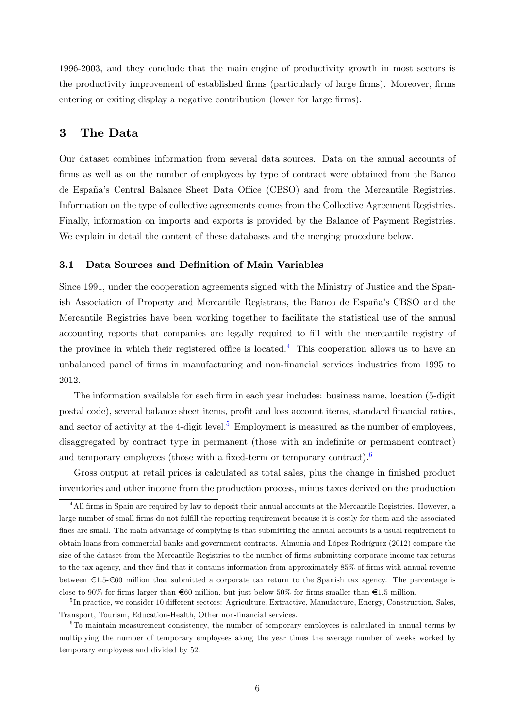1996-2003, and they conclude that the main engine of productivity growth in most sectors is the productivity improvement of established firms (particularly of large firms). Moreover, firms entering or exiting display a negative contribution (lower for large firms).

## 3 The Data

Our dataset combines information from several data sources. Data on the annual accounts of firms as well as on the number of employees by type of contract were obtained from the Banco de España's Central Balance Sheet Data Office (CBSO) and from the Mercantile Registries. Information on the type of collective agreements comes from the Collective Agreement Registries. Finally, information on imports and exports is provided by the Balance of Payment Registries. We explain in detail the content of these databases and the merging procedure below.

### 3.1 Data Sources and Definition of Main Variables

Since 1991, under the cooperation agreements signed with the Ministry of Justice and the Spanish Association of Property and Mercantile Registrars, the Banco de España's CBSO and the Mercantile Registries have been working together to facilitate the statistical use of the annual accounting reports that companies are legally required to fill with the mercantile registry of the province in which their registered office is located.[4] This cooperation allows us to have an unbalanced panel of firms in manufacturing and non-financial services industries from 1995 to 2012.

The information available for each firm in each year includes: business name, location (5-digit postal code), several balance sheet items, profit and loss account items, standard financial ratios, and sector of activity at the 4-digit level.[5] Employment is measured as the number of employees, disaggregated by contract type in permanent (those with an indefinite or permanent contract) and temporary employees (those with a fixed-term or temporary contract).[6]

Gross output at retail prices is calculated as total sales, plus the change in finished product inventories and other income from the production process, minus taxes derived on the production

[4] All firms in Spain are required by law to deposit their annual accounts at the Mercantile Registries. However, a large number of small firms do not fulfill the reporting requirement because it is costly for them and the associated fines are small. The main advantage of complying is that submitting the annual accounts is a usual requirement to obtain loans from commercial banks and government contracts. Almunia and López-Rodríguez (2012) compare the size of the dataset from the Mercantile Registries to the number of firms submitting corporate income tax returns to the tax agency, and they find that it contains information from approximately 85% of firms with annual revenue between €1.5-€60 million that submitted a corporate tax return to the Spanish tax agency. The percentage is close to 90% for firms larger than €60 million, but just below 50% for firms smaller than €1.5 million.

[5] In practice, we consider 10 different sectors: Agriculture, Extractive, Manufacture, Energy, Construction, Sales, Transport, Tourism, Education-Health, Other non-financial services.

[6] To maintain measurement consistency, the number of temporary employees is calculated in annual terms by multiplying the number of temporary employees along the year times the average number of weeks worked by temporary employees and divided by 52.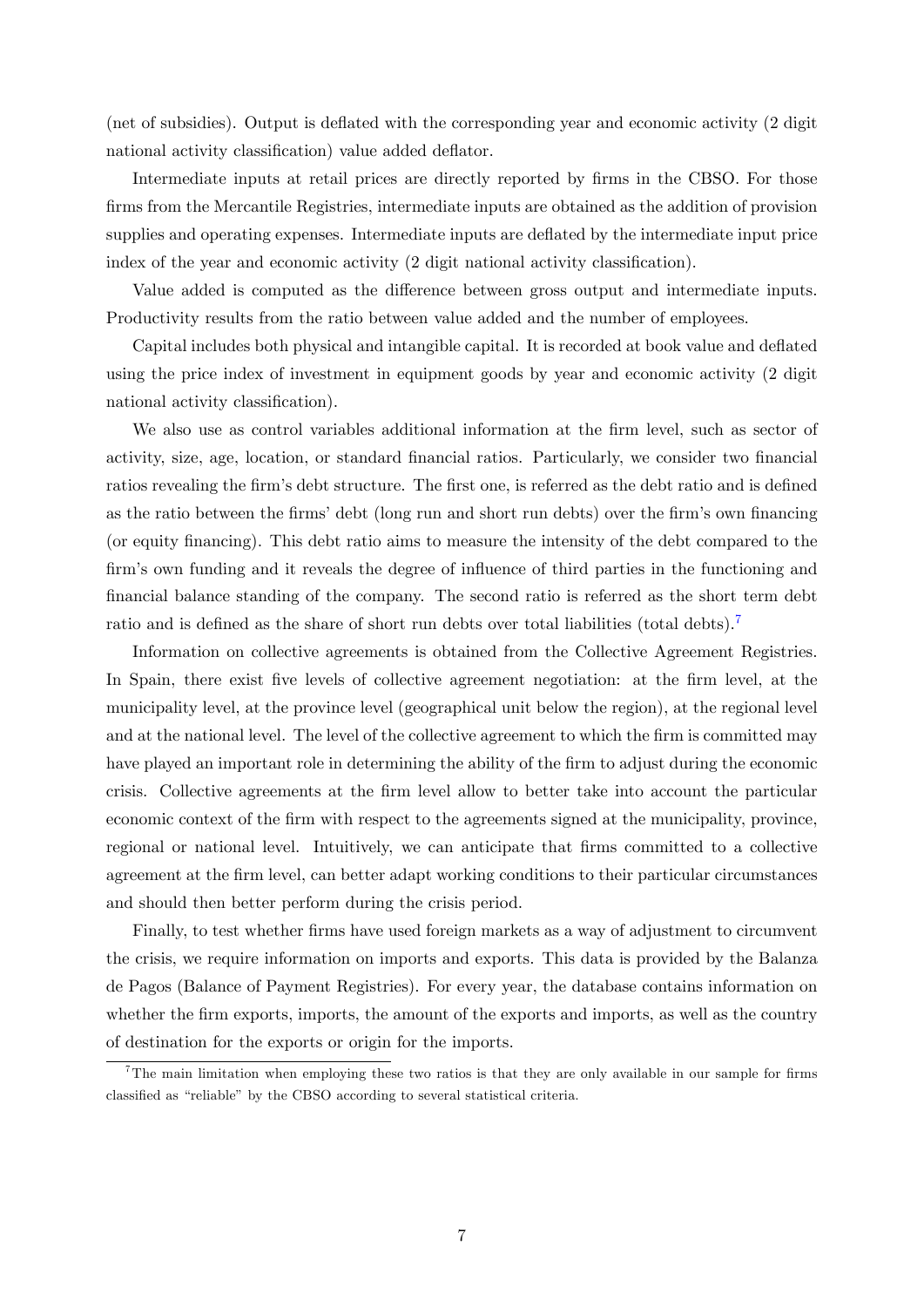(net of subsidies). Output is deflated with the corresponding year and economic activity (2 digit national activity classification) value added deflator.

Intermediate inputs at retail prices are directly reported by firms in the CBSO. For those firms from the Mercantile Registries, intermediate inputs are obtained as the addition of provision supplies and operating expenses. Intermediate inputs are deflated by the intermediate input price index of the year and economic activity (2 digit national activity classification).

Value added is computed as the difference between gross output and intermediate inputs. Productivity results from the ratio between value added and the number of employees.

Capital includes both physical and intangible capital. It is recorded at book value and deflated using the price index of investment in equipment goods by year and economic activity (2 digit national activity classification).

We also use as control variables additional information at the firm level, such as sector of activity, size, age, location, or standard financial ratios. Particularly, we consider two financial ratios revealing the firm's debt structure. The first one, is referred as the debt ratio and is defined as the ratio between the firms' debt (long run and short run debts) over the firm's own financing (or equity financing). This debt ratio aims to measure the intensity of the debt compared to the firm's own funding and it reveals the degree of influence of third parties in the functioning and financial balance standing of the company. The second ratio is referred as the short term debt ratio and is defined as the share of short run debts over total liabilities (total debts).[7]

Information on collective agreements is obtained from the Collective Agreement Registries. In Spain, there exist five levels of collective agreement negotiation: at the firm level, at the municipality level, at the province level (geographical unit below the region), at the regional level and at the national level. The level of the collective agreement to which the firm is committed may have played an important role in determining the ability of the firm to adjust during the economic crisis. Collective agreements at the firm level allow to better take into account the particular economic context of the firm with respect to the agreements signed at the municipality, province, regional or national level. Intuitively, we can anticipate that firms committed to a collective agreement at the firm level, can better adapt working conditions to their particular circumstances and should then better perform during the crisis period.

Finally, to test whether firms have used foreign markets as a way of adjustment to circumvent the crisis, we require information on imports and exports. This data is provided by the Balanza de Pagos (Balance of Payment Registries). For every year, the database contains information on whether the firm exports, imports, the amount of the exports and imports, as well as the country of destination for the exports or origin for the imports.

[7] The main limitation when employing these two ratios is that they are only available in our sample for firms classified as "reliable" by the CBSO according to several statistical criteria.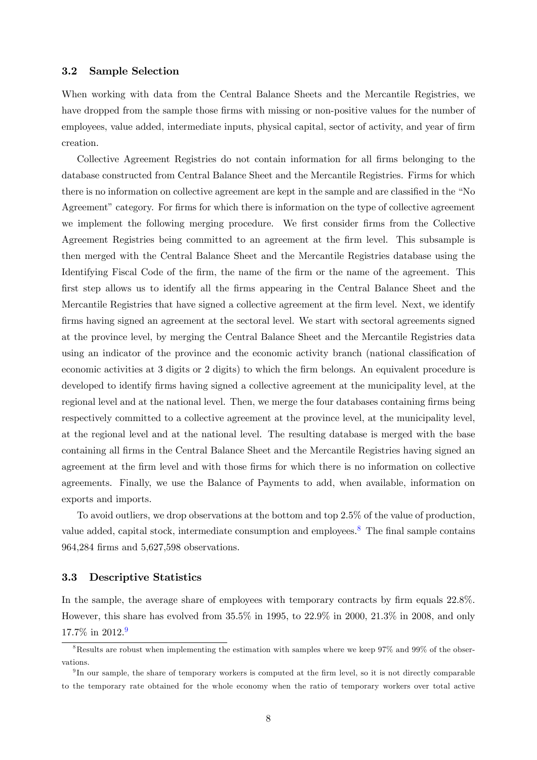### 3.2 Sample Selection

When working with data from the Central Balance Sheets and the Mercantile Registries, we have dropped from the sample those firms with missing or non-positive values for the number of employees, value added, intermediate inputs, physical capital, sector of activity, and year of firm creation.

Collective Agreement Registries do not contain information for all firms belonging to the database constructed from Central Balance Sheet and the Mercantile Registries. Firms for which there is no information on collective agreement are kept in the sample and are classified in the "No Agreement" category. For firms for which there is information on the type of collective agreement we implement the following merging procedure. We first consider firms from the Collective Agreement Registries being committed to an agreement at the firm level. This subsample is then merged with the Central Balance Sheet and the Mercantile Registries database using the Identifying Fiscal Code of the firm, the name of the firm or the name of the agreement. This first step allows us to identify all the firms appearing in the Central Balance Sheet and the Mercantile Registries that have signed a collective agreement at the firm level. Next, we identify firms having signed an agreement at the sectoral level. We start with sectoral agreements signed at the province level, by merging the Central Balance Sheet and the Mercantile Registries data using an indicator of the province and the economic activity branch (national classification of economic activities at 3 digits or 2 digits) to which the firm belongs. An equivalent procedure is developed to identify firms having signed a collective agreement at the municipality level, at the regional level and at the national level. Then, we merge the four databases containing firms being respectively committed to a collective agreement at the province level, at the municipality level, at the regional level and at the national level. The resulting database is merged with the base containing all firms in the Central Balance Sheet and the Mercantile Registries having signed an agreement at the firm level and with those firms for which there is no information on collective agreements. Finally, we use the Balance of Payments to add, when available, information on exports and imports.

To avoid outliers, we drop observations at the bottom and top 2.5% of the value of production, value added, capital stock, intermediate consumption and employees.[8] The final sample contains 964,284 firms and 5,627,598 observations.

### 3.3 Descriptive Statistics

In the sample, the average share of employees with temporary contracts by firm equals 22.8%. However, this share has evolved from 35.5% in 1995, to 22.9% in 2000, 21.3% in 2008, and only 17.7% in 2012.[9]

---

[8] Results are robust when implementing the estimation with samples where we keep 97% and 99% of the observations.

[9] In our sample, the share of temporary workers is computed at the firm level, so it is not directly comparable to the temporary rate obtained for the whole economy when the ratio of temporary workers over total active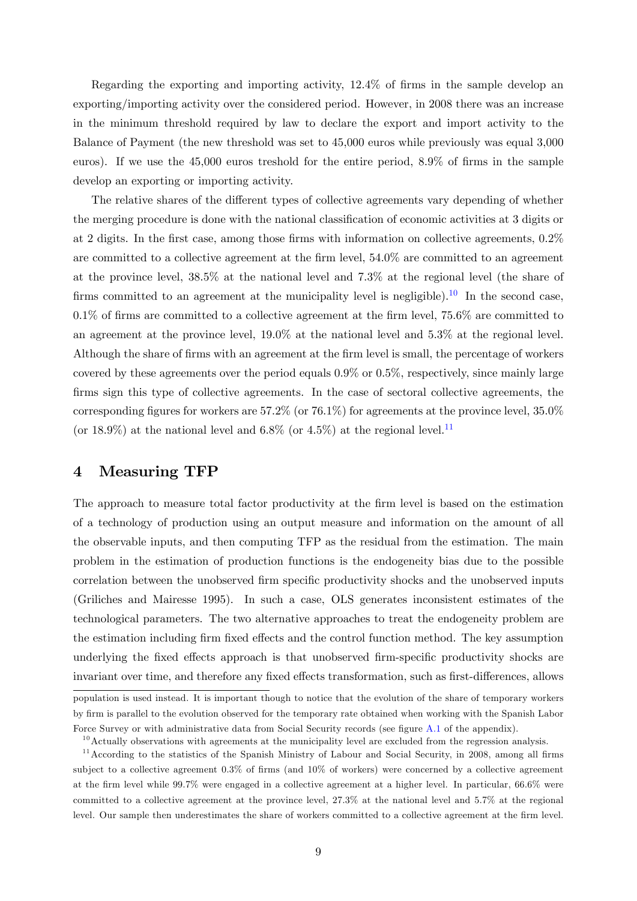Regarding the exporting and importing activity, 12.4% of firms in the sample develop an exporting/importing activity over the considered period. However, in 2008 there was an increase in the minimum threshold required by law to declare the export and import activity to the Balance of Payment (the new threshold was set to 45,000 euros while previously was equal 3,000 euros). If we use the 45,000 euros treshold for the entire period, 8.9% of firms in the sample develop an exporting or importing activity.

The relative shares of the different types of collective agreements vary depending of whether the merging procedure is done with the national classification of economic activities at 3 digits or at 2 digits. In the first case, among those firms with information on collective agreements, 0.2% are committed to a collective agreement at the firm level, 54.0% are committed to an agreement at the province level, 38.5% at the national level and 7.3% at the regional level (the share of firms committed to an agreement at the municipality level is negligible).[10] In the second case, 0.1% of firms are committed to a collective agreement at the firm level, 75.6% are committed to an agreement at the province level, 19.0% at the national level and 5.3% at the regional level. Although the share of firms with an agreement at the firm level is small, the percentage of workers covered by these agreements over the period equals 0.9% or 0.5%, respectively, since mainly large firms sign this type of collective agreements. In the case of sectoral collective agreements, the corresponding figures for workers are 57.2% (or 76.1%) for agreements at the province level, 35.0% (or 18.9%) at the national level and 6.8% (or 4.5%) at the regional level.[11]

## 4 Measuring TFP

The approach to measure total factor productivity at the firm level is based on the estimation of a technology of production using an output measure and information on the amount of all the observable inputs, and then computing TFP as the residual from the estimation. The main problem in the estimation of production functions is the endogeneity bias due to the possible correlation between the unobserved firm specific productivity shocks and the unobserved inputs (Griliches and Mairesse 1995). In such a case, OLS generates inconsistent estimates of the technological parameters. The two alternative approaches to treat the endogeneity problem are the estimation including firm fixed effects and the control function method. The key assumption underlying the fixed effects approach is that unobserved firm-specific productivity shocks are invariant over time, and therefore any fixed effects transformation, such as first-differences, allows

population is used instead. It is important though to notice that the evolution of the share of temporary workers by firm is parallel to the evolution observed for the temporary rate obtained when working with the Spanish Labor Force Survey or with administrative data from Social Security records (see figure A.1 of the appendix).

[10] Actually observations with agreements at the municipality level are excluded from the regression analysis.

[11] According to the statistics of the Spanish Ministry of Labour and Social Security, in 2008, among all firms subject to a collective agreement 0.3% of firms (and 10% of workers) were concerned by a collective agreement at the firm level while 99.7% were engaged in a collective agreement at a higher level. In particular, 66.6% were committed to a collective agreement at the province level, 27.3% at the national level and 5.7% at the regional level. Our sample then underestimates the share of workers committed to a collective agreement at the firm level.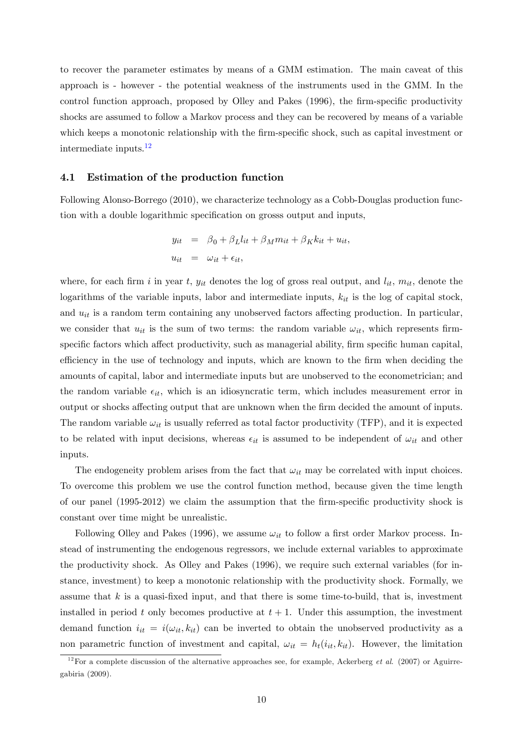to recover the parameter estimates by means of a GMM estimation. The main caveat of this approach is - however - the potential weakness of the instruments used in the GMM. In the control function approach, proposed by Olley and Pakes (1996), the firm-specific productivity shocks are assumed to follow a Markov process and they can be recovered by means of a variable which keeps a monotonic relationship with the firm-specific shock, such as capital investment or intermediate inputs.[12]

### 4.1 Estimation of the production function

Following Alonso-Borrego (2010), we characterize technology as a Cobb-Douglas production function with a double logarithmic specification on grosss output and inputs,

$$
\begin{aligned}
y_{it} &= \beta_0 + \beta_L l_{it} + \beta_M m_{it} + \beta_K k_{it} + u_{it}, \\
u_{it} &= \omega_{it} + \epsilon_{it},
\end{aligned}
$$

where, for each firm $i$ in year $t$, $y_{it}$ denotes the log of gross real output, and $l_{it}$, $m_{it}$, denote the logarithms of the variable inputs, labor and intermediate inputs, $k_{it}$ is the log of capital stock, and $u_{it}$ is a random term containing any unobserved factors affecting production. In particular, we consider that $u_{it}$ is the sum of two terms: the random variable $\omega_{it}$, which represents firm-specific factors which affect productivity, such as managerial ability, firm specific human capital, efficiency in the use of technology and inputs, which are known to the firm when deciding the amounts of capital, labor and intermediate inputs but are unobserved to the econometrician; and the random variable $\epsilon_{it}$, which is an idiosyncratic term, which includes measurement error in output or shocks affecting output that are unknown when the firm decided the amount of inputs. The random variable $\omega_{it}$ is usually referred as total factor productivity (TFP), and it is expected to be related with input decisions, whereas $\epsilon_{it}$ is assumed to be independent of $\omega_{it}$ and other inputs.

The endogeneity problem arises from the fact that $\omega_{it}$ may be correlated with input choices. To overcome this problem we use the control function method, because given the time length of our panel (1995-2012) we claim the assumption that the firm-specific productivity shock is constant over time might be unrealistic.

Following Olley and Pakes (1996), we assume $\omega_{it}$ to follow a first order Markov process. Instead of instrumenting the endogenous regressors, we include external variables to approximate the productivity shock. As Olley and Pakes (1996), we require such external variables (for instance, investment) to keep a monotonic relationship with the productivity shock. Formally, we assume that $k$ is a quasi-fixed input, and that there is some time-to-build, that is, investment installed in period $t$ only becomes productive at $t + 1$. Under this assumption, the investment demand function $i_{it} = i(\omega_{it}, k_{it})$ can be inverted to obtain the unobserved productivity as a non parametric function of investment and capital, $\omega_{it} = h_t(i_{it}, k_{it})$. However, the limitation

[12] For a complete discussion of the alternative approaches see, for example, Ackerberg *et al.* (2007) or Aguirregabiria (2009).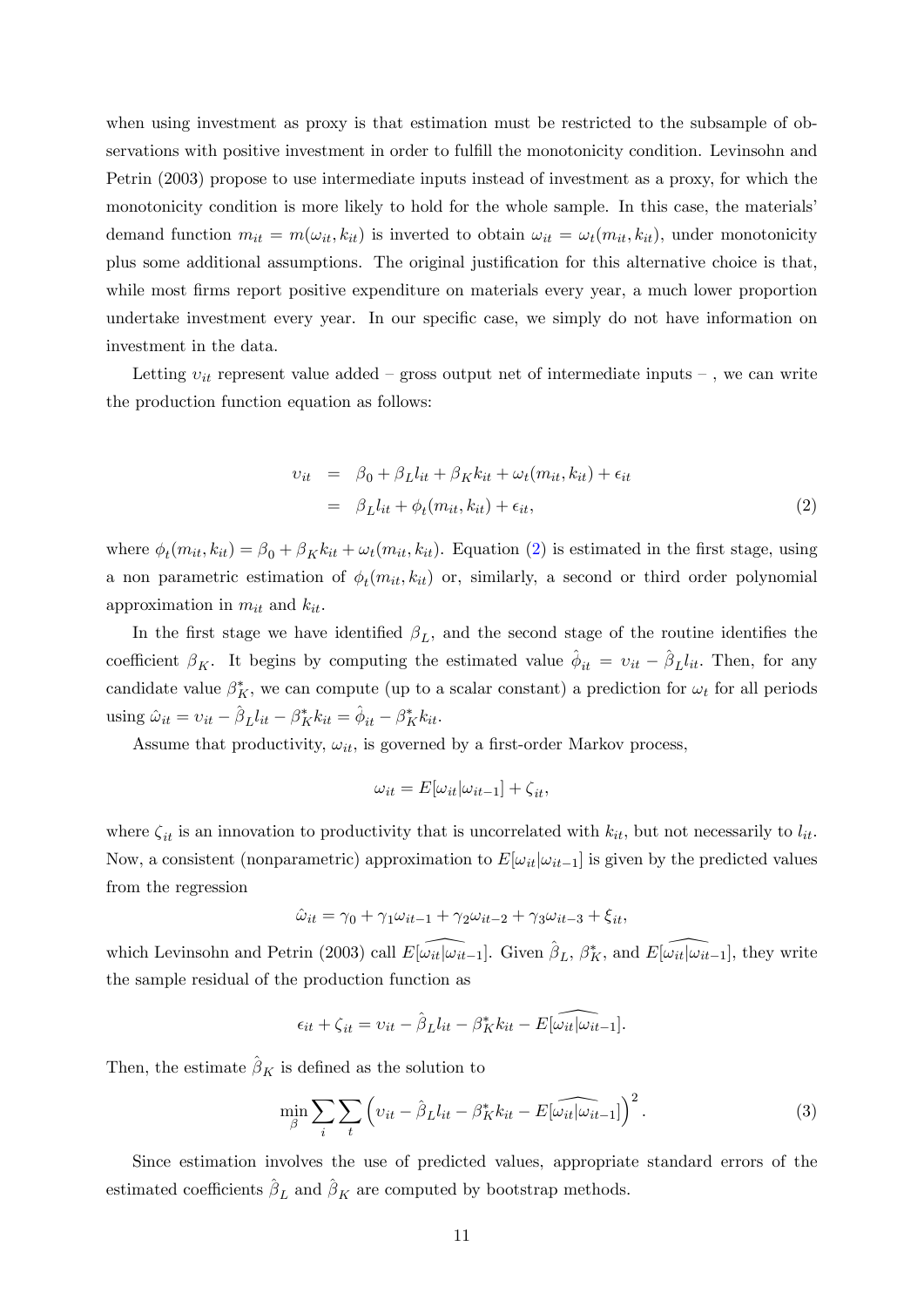when using investment as proxy is that estimation must be restricted to the subsample of observations with positive investment in order to fulfill the monotonicity condition. Levinsohn and Petrin (2003) propose to use intermediate inputs instead of investment as a proxy, for which the monotonicity condition is more likely to hold for the whole sample. In this case, the materials' demand function $m_{it} = m(\omega_{it}, k_{it})$ is inverted to obtain $\omega_{it} = \omega_t(m_{it}, k_{it})$, under monotonicity plus some additional assumptions. The original justification for this alternative choice is that, while most firms report positive expenditure on materials every year, a much lower proportion undertake investment every year. In our specific case, we simply do not have information on investment in the data.

Letting $\upsilon_{it}$ represent value added – gross output net of intermediate inputs – , we can write the production function equation as follows:

$$
\begin{aligned}
\upsilon_{it} &= \beta_0 + \beta_L l_{it} + \beta_K k_{it} + \omega_t(m_{it}, k_{it}) + \epsilon_{it} \\
&= \beta_L l_{it} + \phi_t(m_{it}, k_{it}) + \epsilon_{it}, \qquad (2)
\end{aligned}
$$

where $\phi_t(m_{it}, k_{it}) = \beta_0 + \beta_K k_{it} + \omega_t(m_{it}, k_{it})$. Equation (2) is estimated in the first stage, using a non parametric estimation of $\phi_t(m_{it}, k_{it})$ or, similarly, a second or third order polynomial approximation in $m_{it}$ and $k_{it}$.

In the first stage we have identified $\beta_L$, and the second stage of the routine identifies the coefficient $\beta_K$. It begins by computing the estimated value $\hat{\phi}_{it} = \upsilon_{it} - \hat{\beta}_L l_{it}$. Then, for any candidate value $\beta_K^*$, we can compute (up to a scalar constant) a prediction for $\omega_t$ for all periods using $\hat{\omega}_{it} = \upsilon_{it} - \hat{\beta}_L l_{it} - \beta_K^* k_{it} = \hat{\phi}_{it} - \beta_K^* k_{it}$.

Assume that productivity, $\omega_{it}$, is governed by a first-order Markov process,

$$
\omega_{it} = E[\omega_{it}|\omega_{it-1}] + \zeta_{it},
$$

where $\zeta_{it}$ is an innovation to productivity that is uncorrelated with $k_{it}$, but not necessarily to $l_{it}$. Now, a consistent (nonparametric) approximation to $E[\omega_{it}|\omega_{it-1}]$ is given by the predicted values from the regression

$$
\hat{\omega}_{it} = \gamma_0 + \gamma_1 \omega_{it-1} + \gamma_2 \omega_{it-2} + \gamma_3 \omega_{it-3} + \xi_{it},
$$

which Levinsohn and Petrin (2003) call $E[\widehat{\omega_{it}|\omega_{it}}_{-1}]$. Given $\hat{\beta}_L$, $\beta_K^*$, and $E[\widehat{\omega_{it}|\omega_{it}}_{-1}]$, they write the sample residual of the production function as

$$
\epsilon_{it} + \zeta_{it} = \upsilon_{it} - \hat{\beta}_L l_{it} - \beta_K^* k_{it} - E[\widehat{\omega_{it}|\omega_{it}}_{-1}].
$$

Then, the estimate $\hat{\beta}_K$ is defined as the solution to

$$
\min_{\beta} \sum_i \sum_t \left( \upsilon_{it} - \hat{\beta}_L l_{it} - \beta_K^* k_{it} - E[\widehat{\omega_{it}|\omega_{it}}_{-1}] \right)^2. \qquad (3)
$$

Since estimation involves the use of predicted values, appropriate standard errors of the estimated coefficients $\hat{\beta}_L$ and $\hat{\beta}_K$ are computed by bootstrap methods.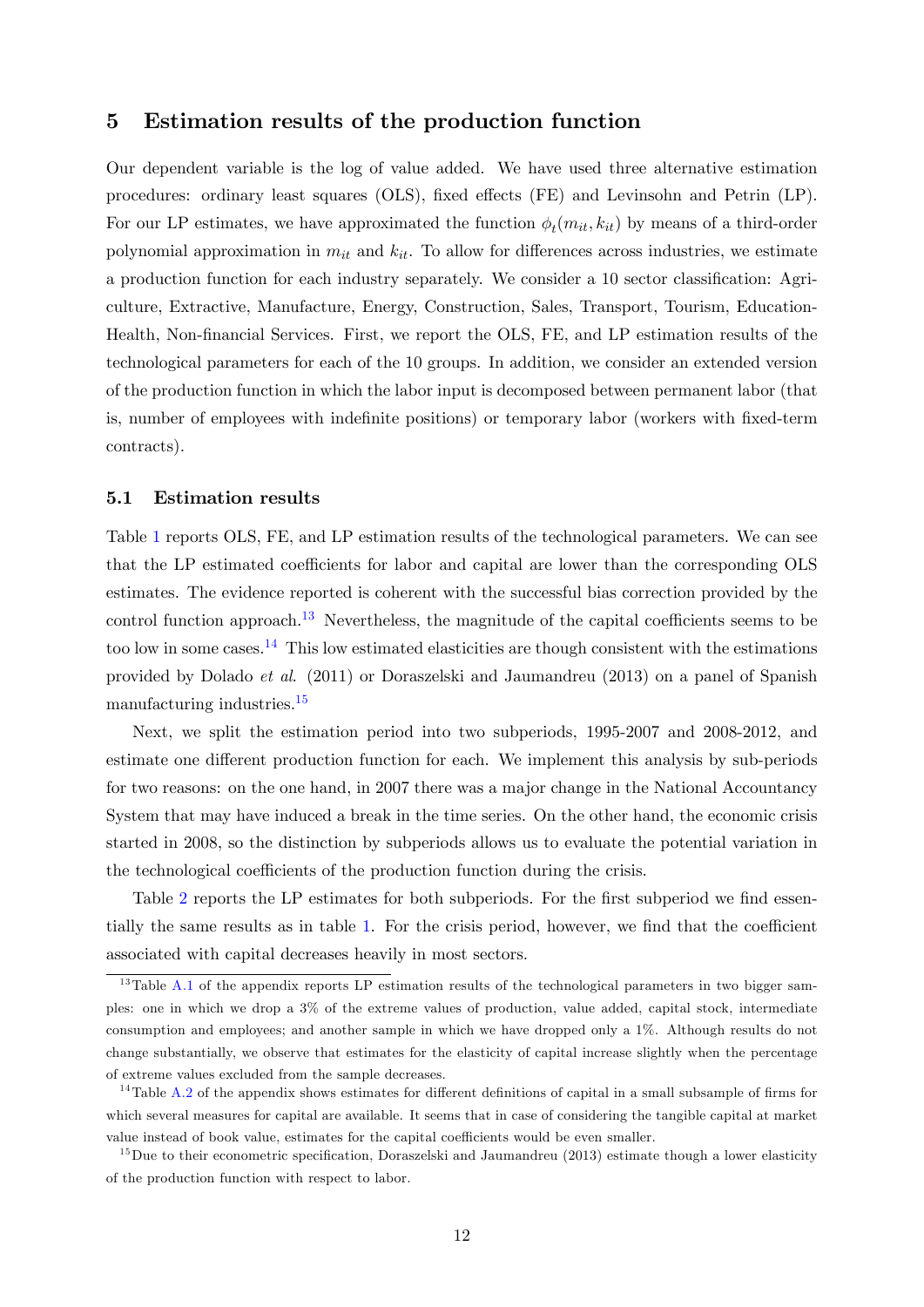## 5 Estimation results of the production function

Our dependent variable is the log of value added. We have used three alternative estimation procedures: ordinary least squares (OLS), fixed effects (FE) and Levinsohn and Petrin (LP). For our LP estimates, we have approximated the function $\phi_t(m_{it}, k_{it})$ by means of a third-order polynomial approximation in $m_{it}$ and $k_{it}$. To allow for differences across industries, we estimate a production function for each industry separately. We consider a 10 sector classification: Agriculture, Extractive, Manufacture, Energy, Construction, Sales, Transport, Tourism, Education-Health, Non-financial Services. First, we report the OLS, FE, and LP estimation results of the technological parameters for each of the 10 groups. In addition, we consider an extended version of the production function in which the labor input is decomposed between permanent labor (that is, number of employees with indefinite positions) or temporary labor (workers with fixed-term contracts).

### 5.1 Estimation results

Table 1 reports OLS, FE, and LP estimation results of the technological parameters. We can see that the LP estimated coefficients for labor and capital are lower than the corresponding OLS estimates. The evidence reported is coherent with the successful bias correction provided by the control function approach.[13] Nevertheless, the magnitude of the capital coefficients seems to be too low in some cases.[14] This low estimated elasticities are though consistent with the estimations provided by Dolado *et al*. (2011) or Doraszelski and Jaumandreu (2013) on a panel of Spanish manufacturing industries.[15]

Next, we split the estimation period into two subperiods, 1995-2007 and 2008-2012, and estimate one different production function for each. We implement this analysis by sub-periods for two reasons: on the one hand, in 2007 there was a major change in the National Accountancy System that may have induced a break in the time series. On the other hand, the economic crisis started in 2008, so the distinction by subperiods allows us to evaluate the potential variation in the technological coefficients of the production function during the crisis.

Table 2 reports the LP estimates for both subperiods. For the first subperiod we find essentially the same results as in table 1. For the crisis period, however, we find that the coefficient associated with capital decreases heavily in most sectors.

[13] Table A.1 of the appendix reports LP estimation results of the technological parameters in two bigger samples: one in which we drop a 3% of the extreme values of production, value added, capital stock, intermediate consumption and employees; and another sample in which we have dropped only a 1%. Although results do not change substantially, we observe that estimates for the elasticity of capital increase slightly when the percentage of extreme values excluded from the sample decreases.

[14] Table A.2 of the appendix shows estimates for different definitions of capital in a small subsample of firms for which several measures for capital are available. It seems that in case of considering the tangible capital at market value instead of book value, estimates for the capital coefficients would be even smaller.

[15] Due to their econometric specification, Doraszelski and Jaumandreu (2013) estimate though a lower elasticity of the production function with respect to labor.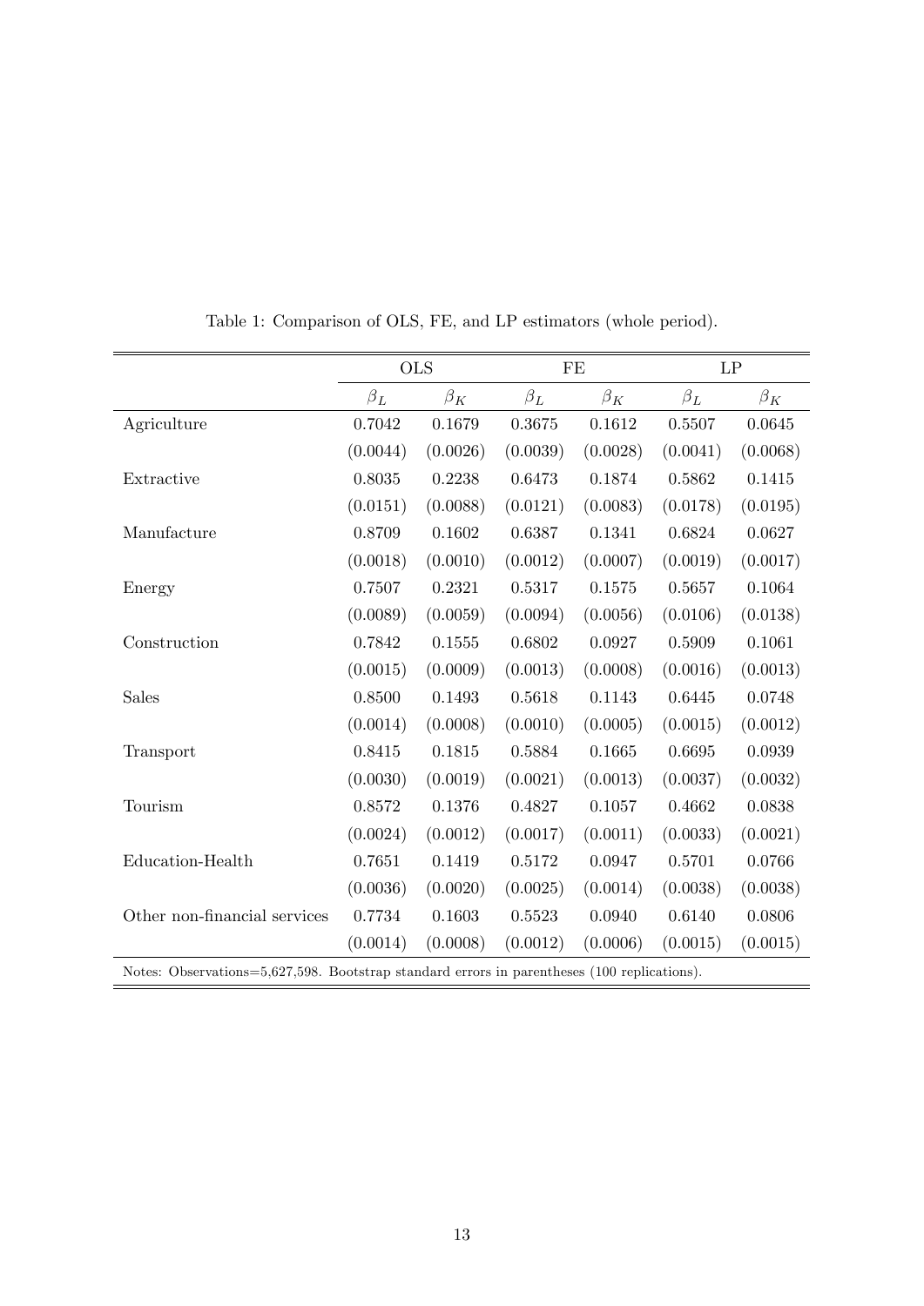Table 1: Comparison of OLS, FE, and LP estimators (whole period).

| | OLS | | FE | | LP | |
|---|---|---|---|---|---|---|
| | $\beta_L$ | $\beta_K$ | $\beta_L$ | $\beta_K$ | $\beta_L$ | $\beta_K$ |
| Agriculture | 0.7042 | 0.1679 | 0.3675 | 0.1612 | 0.5507 | 0.0645 |
| | (0.0044) | (0.0026) | (0.0039) | (0.0028) | (0.0041) | (0.0068) |
| Extractive | 0.8035 | 0.2238 | 0.6473 | 0.1874 | 0.5862 | 0.1415 |
| | (0.0151) | (0.0088) | (0.0121) | (0.0083) | (0.0178) | (0.0195) |
| Manufacture | 0.8709 | 0.1602 | 0.6387 | 0.1341 | 0.6824 | 0.0627 |
| | (0.0018) | (0.0010) | (0.0012) | (0.0007) | (0.0019) | (0.0017) |
| Energy | 0.7507 | 0.2321 | 0.5317 | 0.1575 | 0.5657 | 0.1064 |
| | (0.0089) | (0.0059) | (0.0094) | (0.0056) | (0.0106) | (0.0138) |
| Construction | 0.7842 | 0.1555 | 0.6802 | 0.0927 | 0.5909 | 0.1061 |
| | (0.0015) | (0.0009) | (0.0013) | (0.0008) | (0.0016) | (0.0013) |
| Sales | 0.8500 | 0.1493 | 0.5618 | 0.1143 | 0.6445 | 0.0748 |
| | (0.0014) | (0.0008) | (0.0010) | (0.0005) | (0.0015) | (0.0012) |
| Transport | 0.8415 | 0.1815 | 0.5884 | 0.1665 | 0.6695 | 0.0939 |
| | (0.0030) | (0.0019) | (0.0021) | (0.0013) | (0.0037) | (0.0032) |
| Tourism | 0.8572 | 0.1376 | 0.4827 | 0.1057 | 0.4662 | 0.0838 |
| | (0.0024) | (0.0012) | (0.0017) | (0.0011) | (0.0033) | (0.0021) |
| Education-Health | 0.7651 | 0.1419 | 0.5172 | 0.0947 | 0.5701 | 0.0766 |
| | (0.0036) | (0.0020) | (0.0025) | (0.0014) | (0.0038) | (0.0038) |
| Other non-financial services | 0.7734 | 0.1603 | 0.5523 | 0.0940 | 0.6140 | 0.0806 |
| | (0.0014) | (0.0008) | (0.0012) | (0.0006) | (0.0015) | (0.0015) |

Notes: Observations=5,627,598. Bootstrap standard errors in parentheses (100 replications).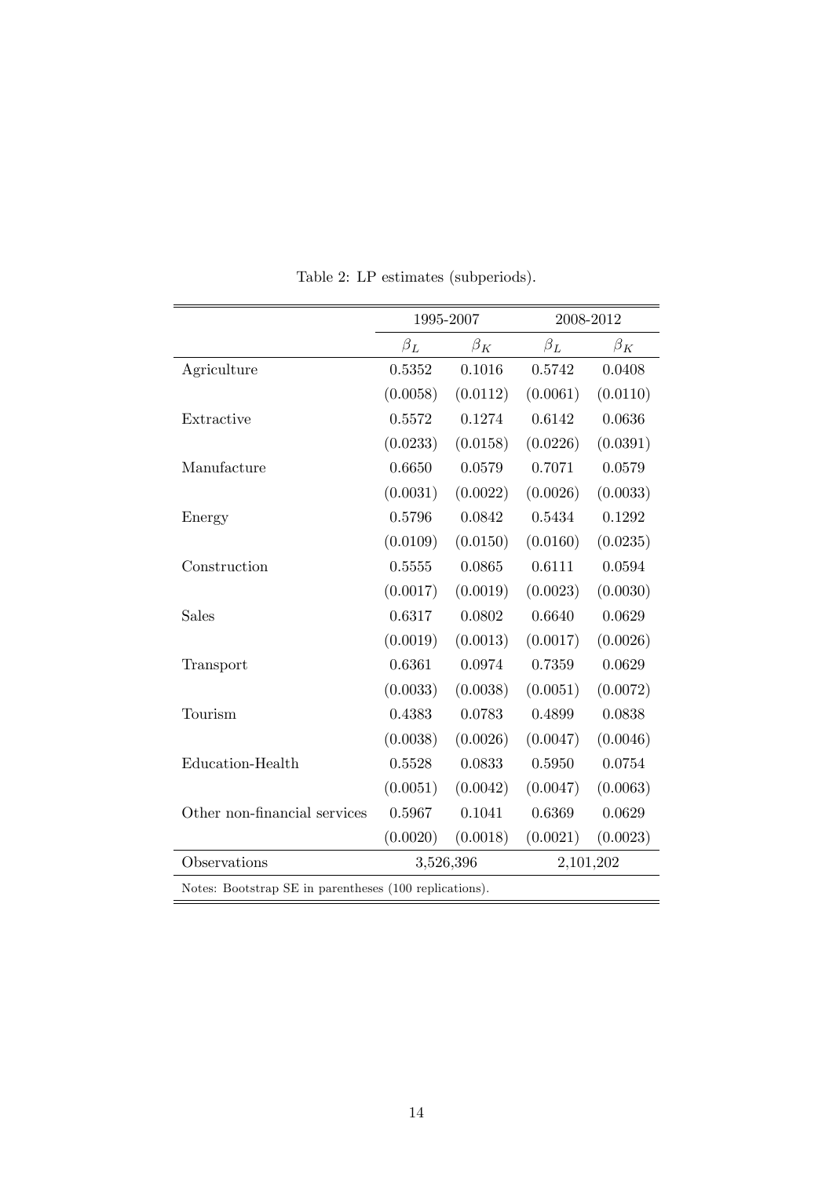Table 2: LP estimates (subperiods).

| | 1995-2007 | | 2008-2012 | |
|---|---|---|---|---|
| | $\beta_L$ | $\beta_K$ | $\beta_L$ | $\beta_K$ |
| Agriculture | 0.5352 | 0.1016 | 0.5742 | 0.0408 |
| | (0.0058) | (0.0112) | (0.0061) | (0.0110) |
| Extractive | 0.5572 | 0.1274 | 0.6142 | 0.0636 |
| | (0.0233) | (0.0158) | (0.0226) | (0.0391) |
| Manufacture | 0.6650 | 0.0579 | 0.7071 | 0.0579 |
| | (0.0031) | (0.0022) | (0.0026) | (0.0033) |
| Energy | 0.5796 | 0.0842 | 0.5434 | 0.1292 |
| | (0.0109) | (0.0150) | (0.0160) | (0.0235) |
| Construction | 0.5555 | 0.0865 | 0.6111 | 0.0594 |
| | (0.0017) | (0.0019) | (0.0023) | (0.0030) |
| Sales | 0.6317 | 0.0802 | 0.6640 | 0.0629 |
| | (0.0019) | (0.0013) | (0.0017) | (0.0026) |
| Transport | 0.6361 | 0.0974 | 0.7359 | 0.0629 |
| | (0.0033) | (0.0038) | (0.0051) | (0.0072) |
| Tourism | 0.4383 | 0.0783 | 0.4899 | 0.0838 |
| | (0.0038) | (0.0026) | (0.0047) | (0.0046) |
| Education-Health | 0.5528 | 0.0833 | 0.5950 | 0.0754 |
| | (0.0051) | (0.0042) | (0.0047) | (0.0063) |
| Other non-financial services | 0.5967 | 0.1041 | 0.6369 | 0.0629 |
| | (0.0020) | (0.0018) | (0.0021) | (0.0023) |
| Observations | 3,526,396 | | 2,101,202 | |

Notes: Bootstrap SE in parentheses (100 replications).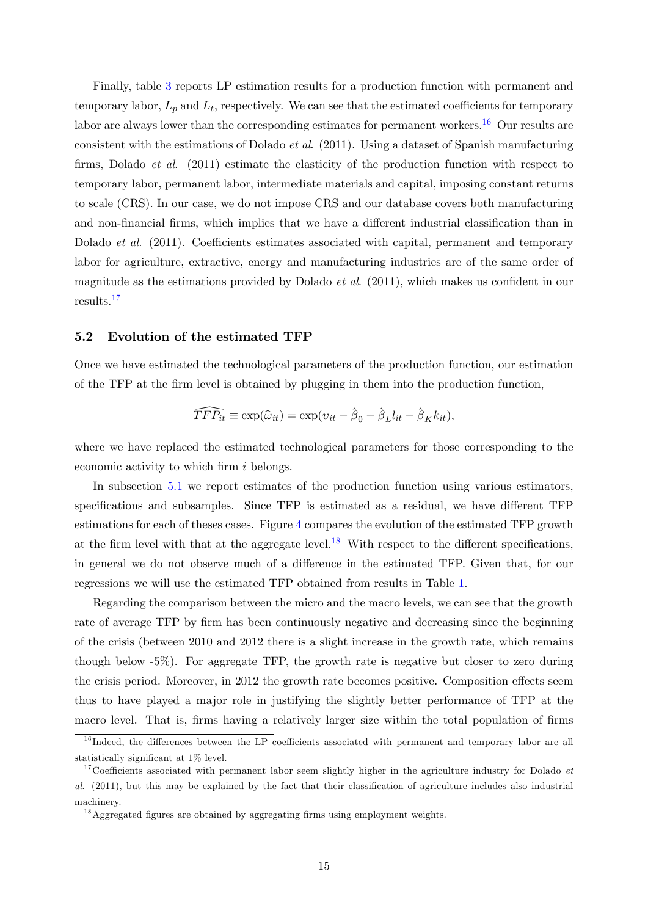Finally, table 3 reports LP estimation results for a production function with permanent and temporary labor, $L_p$ and $L_t$, respectively. We can see that the estimated coefficients for temporary labor are always lower than the corresponding estimates for permanent workers.[16] Our results are consistent with the estimations of Dolado *et al*. (2011). Using a dataset of Spanish manufacturing firms, Dolado *et al*. (2011) estimate the elasticity of the production function with respect to temporary labor, permanent labor, intermediate materials and capital, imposing constant returns to scale (CRS). In our case, we do not impose CRS and our database covers both manufacturing and non-financial firms, which implies that we have a different industrial classification than in Dolado *et al*. (2011). Coefficients estimates associated with capital, permanent and temporary labor for agriculture, extractive, energy and manufacturing industries are of the same order of magnitude as the estimations provided by Dolado *et al*. (2011), which makes us confident in our results.[17]

### 5.2 Evolution of the estimated TFP

Once we have estimated the technological parameters of the production function, our estimation of the TFP at the firm level is obtained by plugging in them into the production function,

$$\widehat{TFP_{it}} \equiv \exp(\widehat{\omega}_{it}) = \exp(\upsilon_{it} - \hat{\beta}_0 - \hat{\beta}_L l_{it} - \hat{\beta}_K k_{it}),$$

where we have replaced the estimated technological parameters for those corresponding to the economic activity to which firm $i$ belongs.

In subsection 5.1 we report estimates of the production function using various estimators, specifications and subsamples. Since TFP is estimated as a residual, we have different TFP estimations for each of theses cases. Figure 4 compares the evolution of the estimated TFP growth at the firm level with that at the aggregate level.[18] With respect to the different specifications, in general we do not observe much of a difference in the estimated TFP. Given that, for our regressions we will use the estimated TFP obtained from results in Table 1.

Regarding the comparison between the micro and the macro levels, we can see that the growth rate of average TFP by firm has been continuously negative and decreasing since the beginning of the crisis (between 2010 and 2012 there is a slight increase in the growth rate, which remains though below -5%). For aggregate TFP, the growth rate is negative but closer to zero during the crisis period. Moreover, in 2012 the growth rate becomes positive. Composition effects seem thus to have played a major role in justifying the slightly better performance of TFP at the macro level. That is, firms having a relatively larger size within the total population of firms

[16] Indeed, the differences between the LP coefficients associated with permanent and temporary labor are all statistically significant at 1% level.

[17] Coefficients associated with permanent labor seem slightly higher in the agriculture industry for Dolado *et al*. (2011), but this may be explained by the fact that their classification of agriculture includes also industrial machinery.

[18] Aggregated figures are obtained by aggregating firms using employment weights.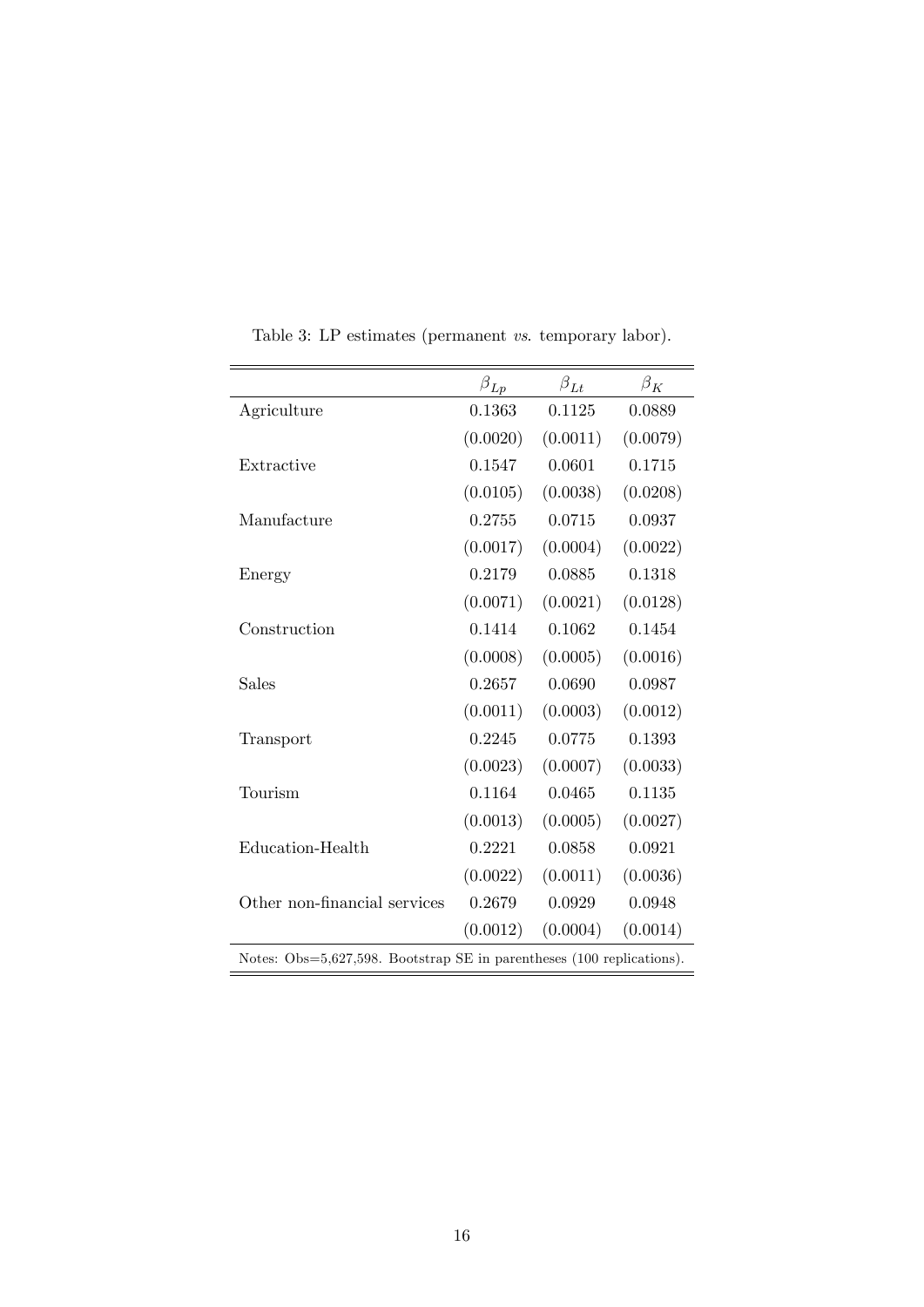Table 3: LP estimates (permanent *vs.* temporary labor).

| | $\beta_{Lp}$ | $\beta_{Lt}$ | $\beta_K$ |
|---|---|---|---|
| Agriculture | 0.1363 | 0.1125 | 0.0889 |
| | (0.0020) | (0.0011) | (0.0079) |
| Extractive | 0.1547 | 0.0601 | 0.1715 |
| | (0.0105) | (0.0038) | (0.0208) |
| Manufacture | 0.2755 | 0.0715 | 0.0937 |
| | (0.0017) | (0.0004) | (0.0022) |
| Energy | 0.2179 | 0.0885 | 0.1318 |
| | (0.0071) | (0.0021) | (0.0128) |
| Construction | 0.1414 | 0.1062 | 0.1454 |
| | (0.0008) | (0.0005) | (0.0016) |
| Sales | 0.2657 | 0.0690 | 0.0987 |
| | (0.0011) | (0.0003) | (0.0012) |
| Transport | 0.2245 | 0.0775 | 0.1393 |
| | (0.0023) | (0.0007) | (0.0033) |
| Tourism | 0.1164 | 0.0465 | 0.1135 |
| | (0.0013) | (0.0005) | (0.0027) |
| Education-Health | 0.2221 | 0.0858 | 0.0921 |
| | (0.0022) | (0.0011) | (0.0036) |
| Other non-financial services | 0.2679 | 0.0929 | 0.0948 |
| | (0.0012) | (0.0004) | (0.0014) |

Notes: Obs=5,627,598. Bootstrap SE in parentheses (100 replications).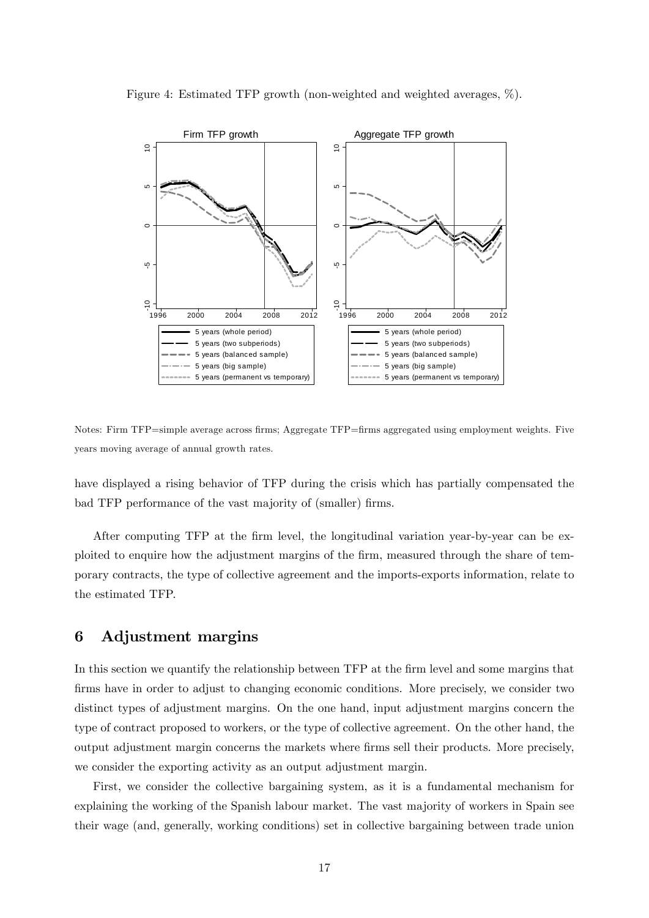Figure 4: Estimated TFP growth (non-weighted and weighted averages, %).

Notes: Firm TFP=simple average across firms; Aggregate TFP=firms aggregated using employment weights. Five years moving average of annual growth rates.

have displayed a rising behavior of TFP during the crisis which has partially compensated the bad TFP performance of the vast majority of (smaller) firms.

After computing TFP at the firm level, the longitudinal variation year-by-year can be exploited to enquire how the adjustment margins of the firm, measured through the share of temporary contracts, the type of collective agreement and the imports-exports information, relate to the estimated TFP.

## 6 Adjustment margins

In this section we quantify the relationship between TFP at the firm level and some margins that firms have in order to adjust to changing economic conditions. More precisely, we consider two distinct types of adjustment margins. On the one hand, input adjustment margins concern the type of contract proposed to workers, or the type of collective agreement. On the other hand, the output adjustment margin concerns the markets where firms sell their products. More precisely, we consider the exporting activity as an output adjustment margin.

First, we consider the collective bargaining system, as it is a fundamental mechanism for explaining the working of the Spanish labour market. The vast majority of workers in Spain see their wage (and, generally, working conditions) set in collective bargaining between trade union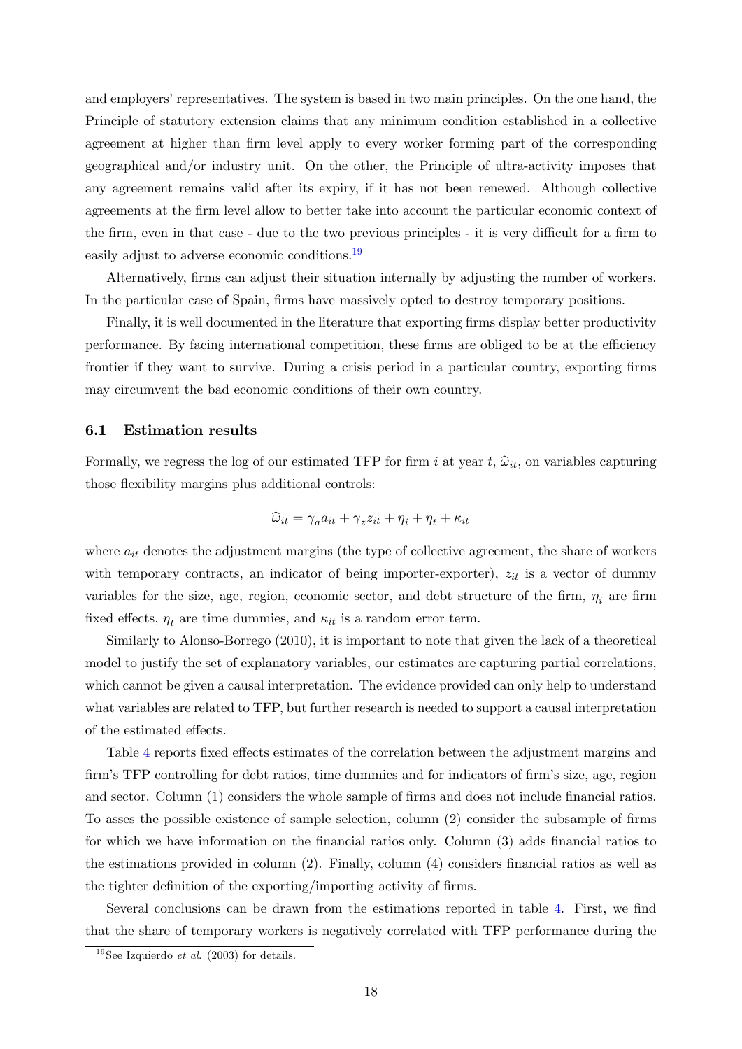and employers' representatives. The system is based in two main principles. On the one hand, the Principle of statutory extension claims that any minimum condition established in a collective agreement at higher than firm level apply to every worker forming part of the corresponding geographical and/or industry unit. On the other, the Principle of ultra-activity imposes that any agreement remains valid after its expiry, if it has not been renewed. Although collective agreements at the firm level allow to better take into account the particular economic context of the firm, even in that case - due to the two previous principles - it is very difficult for a firm to easily adjust to adverse economic conditions.[19]

Alternatively, firms can adjust their situation internally by adjusting the number of workers. In the particular case of Spain, firms have massively opted to destroy temporary positions.

Finally, it is well documented in the literature that exporting firms display better productivity performance. By facing international competition, these firms are obliged to be at the efficiency frontier if they want to survive. During a crisis period in a particular country, exporting firms may circumvent the bad economic conditions of their own country.

### 6.1 Estimation results

Formally, we regress the log of our estimated TFP for firm $i$ at year $t$, $\widehat{\omega}_{it}$, on variables capturing those flexibility margins plus additional controls:

$$\widehat{\omega}_{it} = \gamma_a a_{it} + \gamma_z z_{it} + \eta_i + \eta_t + \kappa_{it}$$

where $a_{it}$ denotes the adjustment margins (the type of collective agreement, the share of workers with temporary contracts, an indicator of being importer-exporter), $z_{it}$ is a vector of dummy variables for the size, age, region, economic sector, and debt structure of the firm, $\eta_i$ are firm fixed effects, $\eta_t$ are time dummies, and $\kappa_{it}$ is a random error term.

Similarly to Alonso-Borrego (2010), it is important to note that given the lack of a theoretical model to justify the set of explanatory variables, our estimates are capturing partial correlations, which cannot be given a causal interpretation. The evidence provided can only help to understand what variables are related to TFP, but further research is needed to support a causal interpretation of the estimated effects.

Table 4 reports fixed effects estimates of the correlation between the adjustment margins and firm's TFP controlling for debt ratios, time dummies and for indicators of firm's size, age, region and sector. Column (1) considers the whole sample of firms and does not include financial ratios. To asses the possible existence of sample selection, column (2) consider the subsample of firms for which we have information on the financial ratios only. Column (3) adds financial ratios to the estimations provided in column (2). Finally, column (4) considers financial ratios as well as the tighter definition of the exporting/importing activity of firms.

Several conclusions can be drawn from the estimations reported in table 4. First, we find that the share of temporary workers is negatively correlated with TFP performance during the

[19] See Izquierdo *et al.* (2003) for details.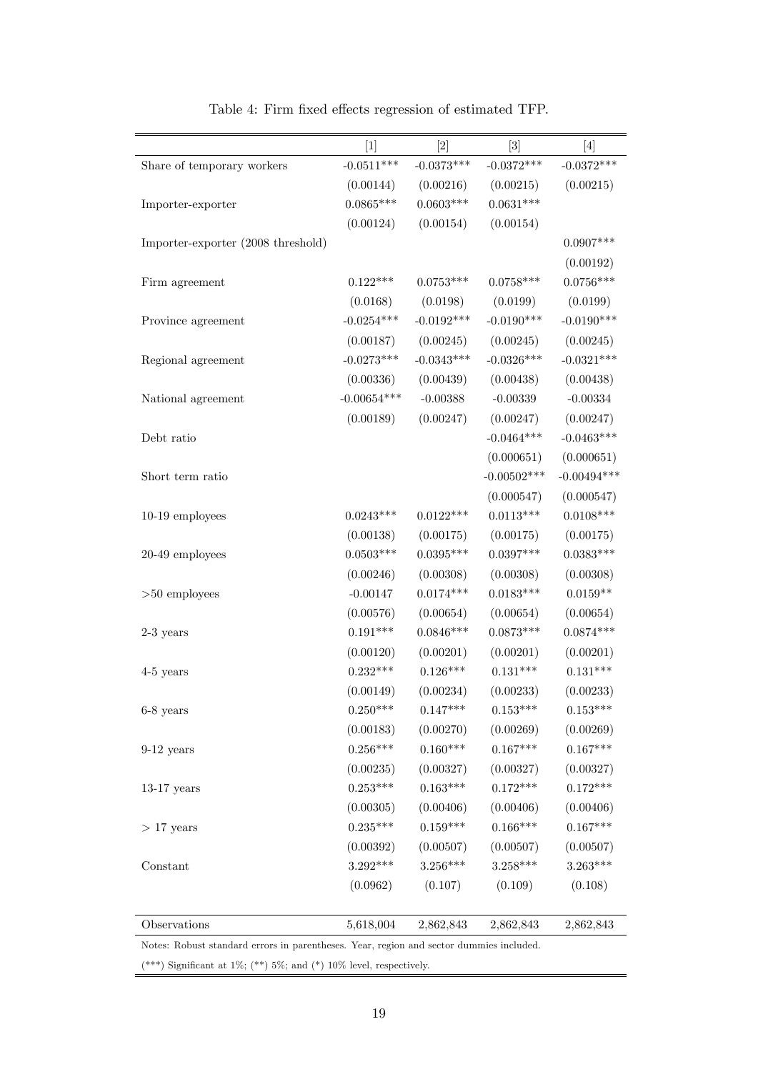Table 4: Firm fixed effects regression of estimated TFP.

| | [1] | [2] | [3] | [4] |
|---|---|---|---|---|
| Share of temporary workers | -0.0511*** | -0.0373*** | -0.0372*** | -0.0372*** |
| | (0.00144) | (0.00216) | (0.00215) | (0.00215) |
| Importer-exporter | 0.0865*** | 0.0603*** | 0.0631*** | |
| | (0.00124) | (0.00154) | (0.00154) | |
| Importer-exporter (2008 threshold) | | | | 0.0907*** |
| | | | | (0.00192) |
| Firm agreement | 0.122*** | 0.0753*** | 0.0758*** | 0.0756*** |
| | (0.0168) | (0.0198) | (0.0199) | (0.0199) |
| Province agreement | -0.0254*** | -0.0192*** | -0.0190*** | -0.0190*** |
| | (0.00187) | (0.00245) | (0.00245) | (0.00245) |
| Regional agreement | -0.0273*** | -0.0343*** | -0.0326*** | -0.0321*** |
| | (0.00336) | (0.00439) | (0.00438) | (0.00438) |
| National agreement | -0.00654*** | -0.00388 | -0.00339 | -0.00334 |
| | (0.00189) | (0.00247) | (0.00247) | (0.00247) |
| Debt ratio | | | -0.0464*** | -0.0463*** |
| | | | (0.000651) | (0.000651) |
| Short term ratio | | | -0.00502*** | -0.00494*** |
| | | | (0.000547) | (0.000547) |
| 10-19 employees | 0.0243*** | 0.0122*** | 0.0113*** | 0.0108*** |
| | (0.00138) | (0.00175) | (0.00175) | (0.00175) |
| 20-49 employees | 0.0503*** | 0.0395*** | 0.0397*** | 0.0383*** |
| | (0.00246) | (0.00308) | (0.00308) | (0.00308) |
| >50 employees | -0.00147 | 0.0174*** | 0.0183*** | 0.0159** |
| | (0.00576) | (0.00654) | (0.00654) | (0.00654) |
| 2-3 years | 0.191*** | 0.0846*** | 0.0873*** | 0.0874*** |
| | (0.00120) | (0.00201) | (0.00201) | (0.00201) |
| 4-5 years | 0.232*** | 0.126*** | 0.131*** | 0.131*** |
| | (0.00149) | (0.00234) | (0.00233) | (0.00233) |
| 6-8 years | 0.250*** | 0.147*** | 0.153*** | 0.153*** |
| | (0.00183) | (0.00270) | (0.00269) | (0.00269) |
| 9-12 years | 0.256*** | 0.160*** | 0.167*** | 0.167*** |
| | (0.00235) | (0.00327) | (0.00327) | (0.00327) |
| 13-17 years | 0.253*** | 0.163*** | 0.172*** | 0.172*** |
| | (0.00305) | (0.00406) | (0.00406) | (0.00406) |
| > 17 years | 0.235*** | 0.159*** | 0.166*** | 0.167*** |
| | (0.00392) | (0.00507) | (0.00507) | (0.00507) |
| Constant | 3.292*** | 3.256*** | 3.258*** | 3.263*** |
| | (0.0962) | (0.107) | (0.109) | (0.108) |
| Observations | 5,618,004 | 2,862,843 | 2,862,843 | 2,862,843 |

Notes: Robust standard errors in parentheses. Year, region and sector dummies included.

(***) Significant at 1%; (**) 5%; and (*) 10% level, respectively.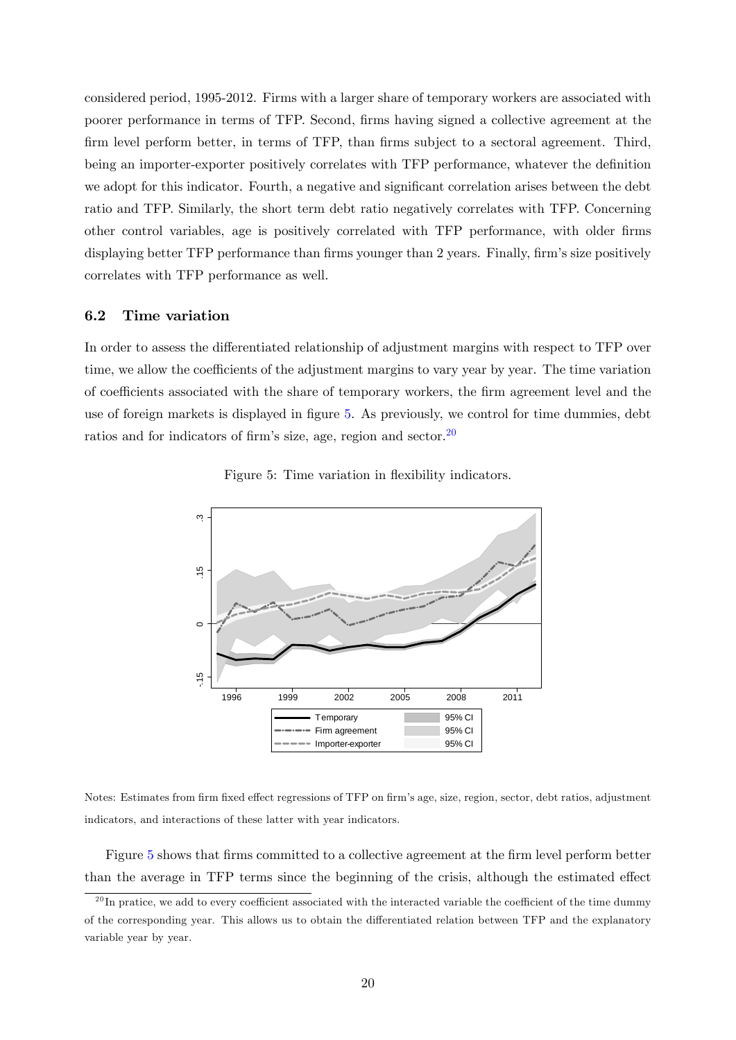considered period, 1995-2012. Firms with a larger share of temporary workers are associated with poorer performance in terms of TFP. Second, firms having signed a collective agreement at the firm level perform better, in terms of TFP, than firms subject to a sectoral agreement. Third, being an importer-exporter positively correlates with TFP performance, whatever the definition we adopt for this indicator. Fourth, a negative and significant correlation arises between the debt ratio and TFP. Similarly, the short term debt ratio negatively correlates with TFP. Concerning other control variables, age is positively correlated with TFP performance, with older firms displaying better TFP performance than firms younger than 2 years. Finally, firm's size positively correlates with TFP performance as well.

### 6.2 Time variation

In order to assess the differentiated relationship of adjustment margins with respect to TFP over time, we allow the coefficients of the adjustment margins to vary year by year. The time variation of coefficients associated with the share of temporary workers, the firm agreement level and the use of foreign markets is displayed in figure 5. As previously, we control for time dummies, debt ratios and for indicators of firm's size, age, region and sector.[20]

Figure 5: Time variation in flexibility indicators.

Notes: Estimates from firm fixed effect regressions of TFP on firm's age, size, region, sector, debt ratios, adjustment indicators, and interactions of these latter with year indicators.

Figure 5 shows that firms committed to a collective agreement at the firm level perform better than the average in TFP terms since the beginning of the crisis, although the estimated effect

[20] In pratice, we add to every coefficient associated with the interacted variable the coefficient of the time dummy of the corresponding year. This allows us to obtain the differentiated relation between TFP and the explanatory variable year by year.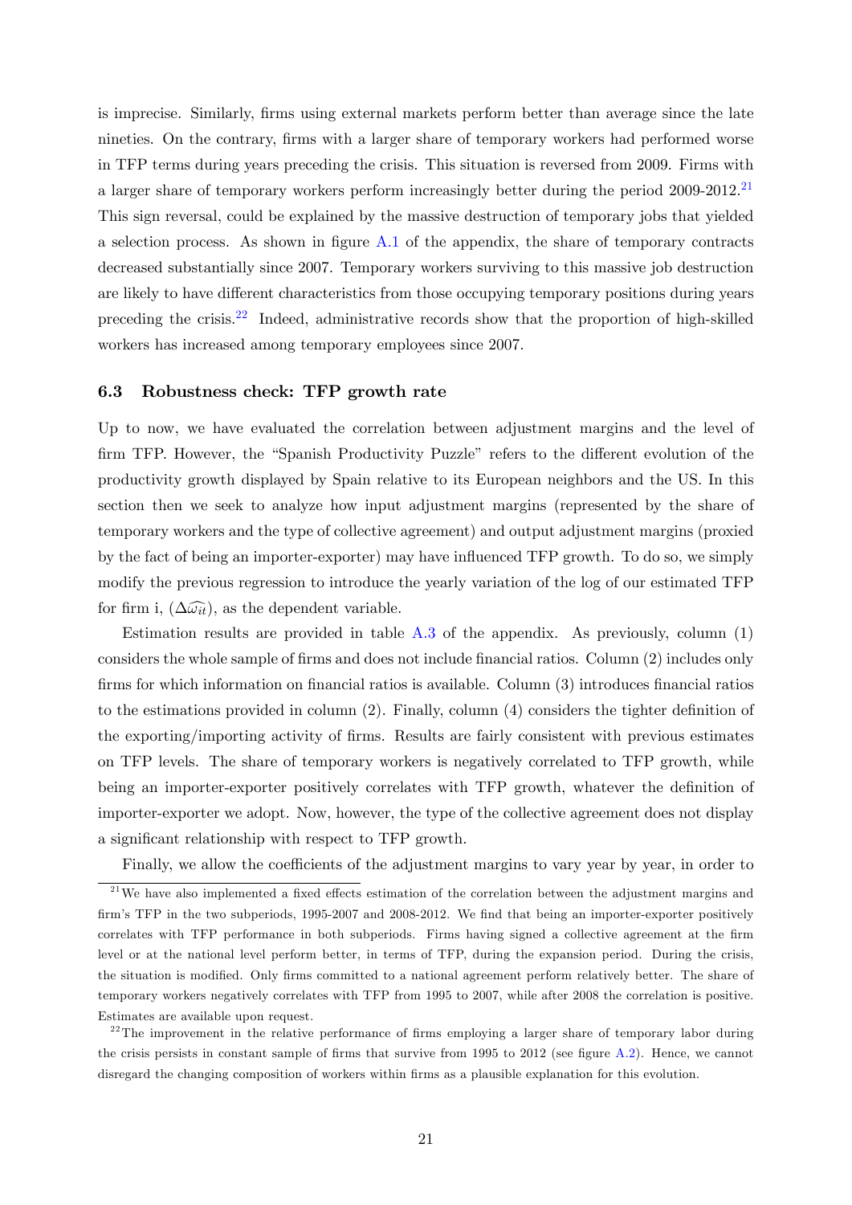is imprecise. Similarly, firms using external markets perform better than average since the late nineties. On the contrary, firms with a larger share of temporary workers had performed worse in TFP terms during years preceding the crisis. This situation is reversed from 2009. Firms with a larger share of temporary workers perform increasingly better during the period 2009-2012.[21] This sign reversal, could be explained by the massive destruction of temporary jobs that yielded a selection process. As shown in figure A.1 of the appendix, the share of temporary contracts decreased substantially since 2007. Temporary workers surviving to this massive job destruction are likely to have different characteristics from those occupying temporary positions during years preceding the crisis.[22] Indeed, administrative records show that the proportion of high-skilled workers has increased among temporary employees since 2007.

### 6.3 Robustness check: TFP growth rate

Up to now, we have evaluated the correlation between adjustment margins and the level of firm TFP. However, the "Spanish Productivity Puzzle" refers to the different evolution of the productivity growth displayed by Spain relative to its European neighbors and the US. In this section then we seek to analyze how input adjustment margins (represented by the share of temporary workers and the type of collective agreement) and output adjustment margins (proxied by the fact of being an importer-exporter) may have influenced TFP growth. To do so, we simply modify the previous regression to introduce the yearly variation of the log of our estimated TFP for firm i, ($\Delta\widehat{\omega_{it}}$), as the dependent variable.

Estimation results are provided in table A.3 of the appendix. As previously, column (1) considers the whole sample of firms and does not include financial ratios. Column (2) includes only firms for which information on financial ratios is available. Column (3) introduces financial ratios to the estimations provided in column (2). Finally, column (4) considers the tighter definition of the exporting/importing activity of firms. Results are fairly consistent with previous estimates on TFP levels. The share of temporary workers is negatively correlated to TFP growth, while being an importer-exporter positively correlates with TFP growth, whatever the definition of importer-exporter we adopt. Now, however, the type of the collective agreement does not display a significant relationship with respect to TFP growth.

Finally, we allow the coefficients of the adjustment margins to vary year by year, in order to

---

[21] We have also implemented a fixed effects estimation of the correlation between the adjustment margins and firm's TFP in the two subperiods, 1995-2007 and 2008-2012. We find that being an importer-exporter positively correlates with TFP performance in both subperiods. Firms having signed a collective agreement at the firm level or at the national level perform better, in terms of TFP, during the expansion period. During the crisis, the situation is modified. Only firms committed to a national agreement perform relatively better. The share of temporary workers negatively correlates with TFP from 1995 to 2007, while after 2008 the correlation is positive. Estimates are available upon request.

[22] The improvement in the relative performance of firms employing a larger share of temporary labor during the crisis persists in constant sample of firms that survive from 1995 to 2012 (see figure A.2). Hence, we cannot disregard the changing composition of workers within firms as a plausible explanation for this evolution.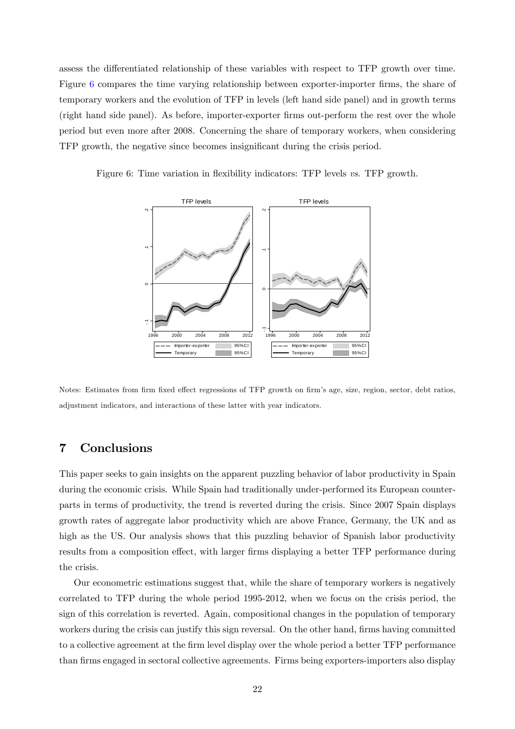assess the differentiated relationship of these variables with respect to TFP growth over time. Figure 6 compares the time varying relationship between exporter-importer firms, the share of temporary workers and the evolution of TFP in levels (left hand side panel) and in growth terms (right hand side panel). As before, importer-exporter firms out-perform the rest over the whole period but even more after 2008. Concerning the share of temporary workers, when considering TFP growth, the negative since becomes insignificant during the crisis period.

Figure 6: Time variation in flexibility indicators: TFP levels *vs.* TFP growth.

Notes: Estimates from firm fixed effect regressions of TFP growth on firm's age, size, region, sector, debt ratios, adjustment indicators, and interactions of these latter with year indicators.

## 7 Conclusions

This paper seeks to gain insights on the apparent puzzling behavior of labor productivity in Spain during the economic crisis. While Spain had traditionally under-performed its European counterparts in terms of productivity, the trend is reverted during the crisis. Since 2007 Spain displays growth rates of aggregate labor productivity which are above France, Germany, the UK and as high as the US. Our analysis shows that this puzzling behavior of Spanish labor productivity results from a composition effect, with larger firms displaying a better TFP performance during the crisis.

Our econometric estimations suggest that, while the share of temporary workers is negatively correlated to TFP during the whole period 1995-2012, when we focus on the crisis period, the sign of this correlation is reverted. Again, compositional changes in the population of temporary workers during the crisis can justify this sign reversal. On the other hand, firms having committed to a collective agreement at the firm level display over the whole period a better TFP performance than firms engaged in sectoral collective agreements. Firms being exporters-importers also display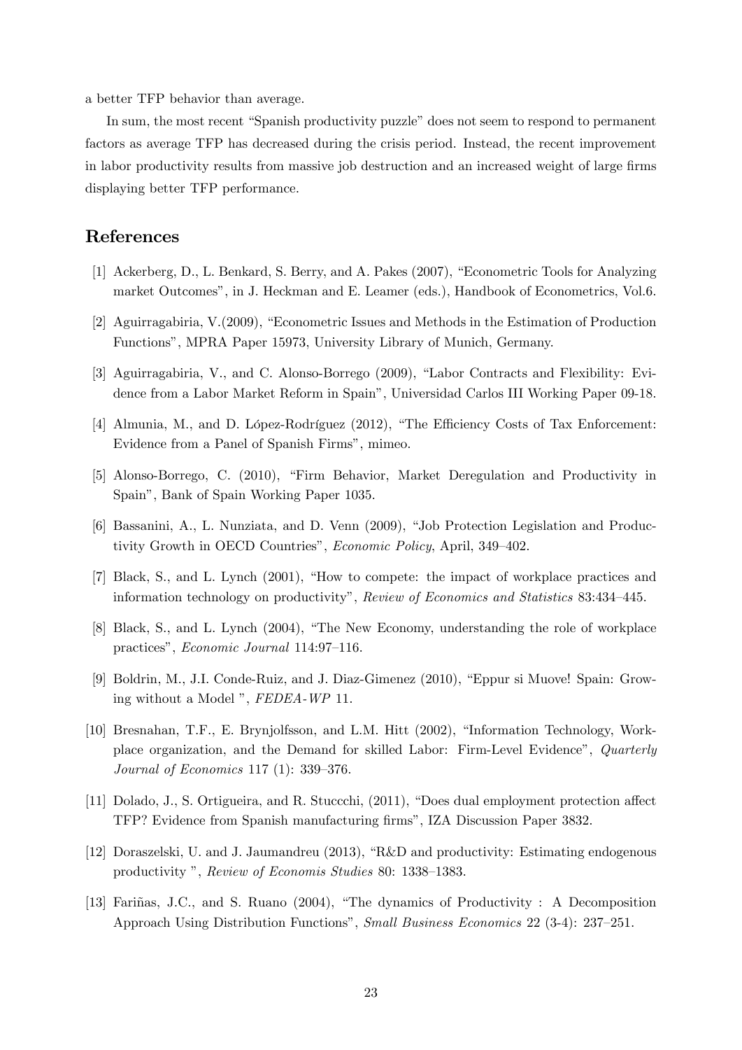a better TFP behavior than average.

In sum, the most recent "Spanish productivity puzzle" does not seem to respond to permanent factors as average TFP has decreased during the crisis period. Instead, the recent improvement in labor productivity results from massive job destruction and an increased weight of large firms displaying better TFP performance.

# References

[1] Ackerberg, D., L. Benkard, S. Berry, and A. Pakes (2007), "Econometric Tools for Analyzing market Outcomes", in J. Heckman and E. Leamer (eds.), Handbook of Econometrics, Vol.6.

[2] Aguirragabiria, V.(2009), "Econometric Issues and Methods in the Estimation of Production Functions", MPRA Paper 15973, University Library of Munich, Germany.

[3] Aguirragabiria, V., and C. Alonso-Borrego (2009), "Labor Contracts and Flexibility: Evidence from a Labor Market Reform in Spain", Universidad Carlos III Working Paper 09-18.

[4] Almunia, M., and D. López-Rodríguez (2012), "The Efficiency Costs of Tax Enforcement: Evidence from a Panel of Spanish Firms", mimeo.

[5] Alonso-Borrego, C. (2010), "Firm Behavior, Market Deregulation and Productivity in Spain", Bank of Spain Working Paper 1035.

[6] Bassanini, A., L. Nunziata, and D. Venn (2009), "Job Protection Legislation and Productivity Growth in OECD Countries", *Economic Policy*, April, 349–402.

[7] Black, S., and L. Lynch (2001), "How to compete: the impact of workplace practices and information technology on productivity", *Review of Economics and Statistics* 83:434–445.

[8] Black, S., and L. Lynch (2004), "The New Economy, understanding the role of workplace practices", *Economic Journal* 114:97–116.

[9] Boldrin, M., J.I. Conde-Ruiz, and J. Diaz-Gimenez (2010), "Eppur si Muove! Spain: Growing without a Model ", *FEDEA-WP* 11.

[10] Bresnahan, T.F., E. Brynjolfsson, and L.M. Hitt (2002), "Information Technology, Workplace organization, and the Demand for skilled Labor: Firm-Level Evidence", *Quarterly Journal of Economics* 117 (1): 339–376.

[11] Dolado, J., S. Ortigueira, and R. Stuccchi, (2011), "Does dual employment protection affect TFP? Evidence from Spanish manufacturing firms", IZA Discussion Paper 3832.

[12] Doraszelski, U. and J. Jaumandreu (2013), "R&D and productivity: Estimating endogenous productivity ", *Review of Economis Studies* 80: 1338–1383.

[13] Fariñas, J.C., and S. Ruano (2004), "The dynamics of Productivity : A Decomposition Approach Using Distribution Functions", *Small Business Economics* 22 (3-4): 237–251.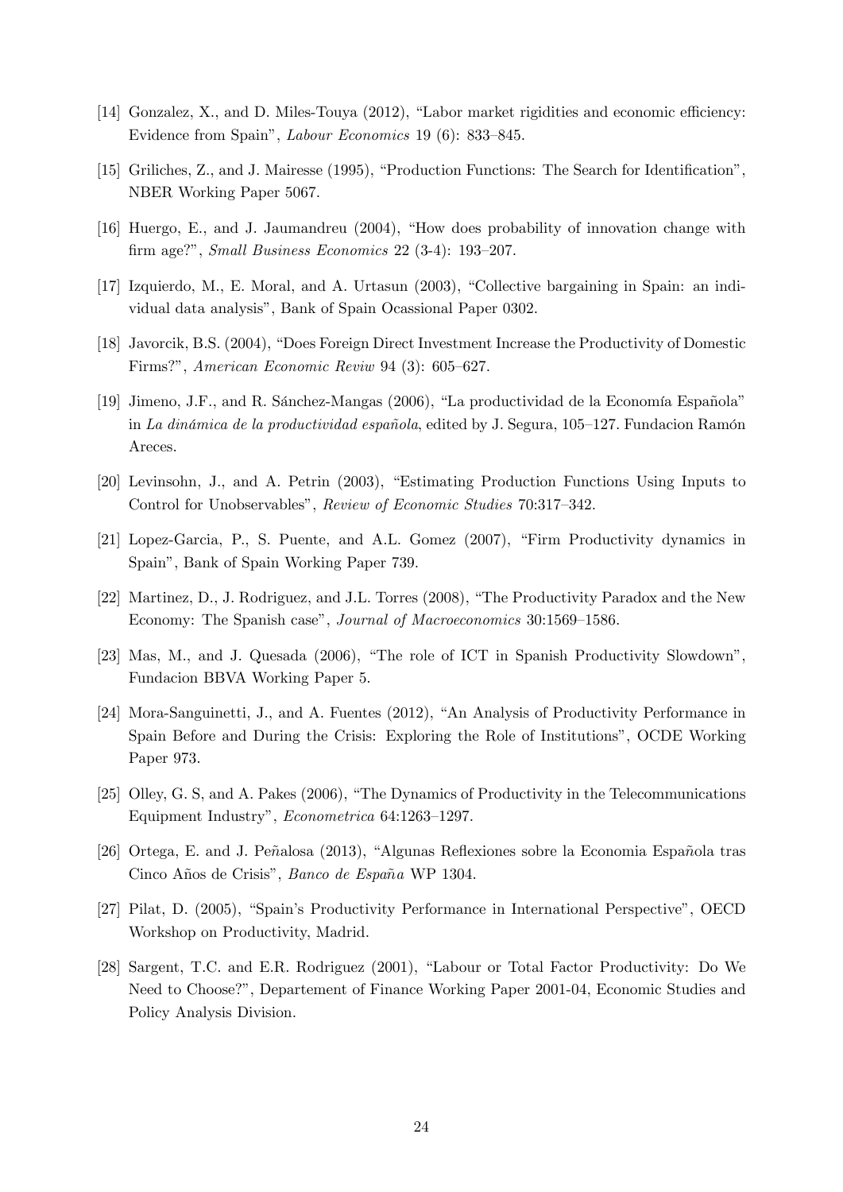[14] Gonzalez, X., and D. Miles-Touya (2012), "Labor market rigidities and economic efficiency: Evidence from Spain", *Labour Economics* 19 (6): 833–845.

[15] Griliches, Z., and J. Mairesse (1995), "Production Functions: The Search for Identification", NBER Working Paper 5067.

[16] Huergo, E., and J. Jaumandreu (2004), "How does probability of innovation change with firm age?", *Small Business Economics* 22 (3-4): 193–207.

[17] Izquierdo, M., E. Moral, and A. Urtasun (2003), "Collective bargaining in Spain: an individual data analysis", Bank of Spain Ocassional Paper 0302.

[18] Javorcik, B.S. (2004), "Does Foreign Direct Investment Increase the Productivity of Domestic Firms?", *American Economic Reviw* 94 (3): 605–627.

[19] Jimeno, J.F., and R. Sánchez-Mangas (2006), "La productividad de la Economía Española" in *La dinámica de la productividad española*, edited by J. Segura, 105–127. Fundacion Ramón Areces.

[20] Levinsohn, J., and A. Petrin (2003), "Estimating Production Functions Using Inputs to Control for Unobservables", *Review of Economic Studies* 70:317–342.

[21] Lopez-Garcia, P., S. Puente, and A.L. Gomez (2007), "Firm Productivity dynamics in Spain", Bank of Spain Working Paper 739.

[22] Martinez, D., J. Rodriguez, and J.L. Torres (2008), "The Productivity Paradox and the New Economy: The Spanish case", *Journal of Macroeconomics* 30:1569–1586.

[23] Mas, M., and J. Quesada (2006), "The role of ICT in Spanish Productivity Slowdown", Fundacion BBVA Working Paper 5.

[24] Mora-Sanguinetti, J., and A. Fuentes (2012), "An Analysis of Productivity Performance in Spain Before and During the Crisis: Exploring the Role of Institutions", OCDE Working Paper 973.

[25] Olley, G. S, and A. Pakes (2006), "The Dynamics of Productivity in the Telecommunications Equipment Industry", *Econometrica* 64:1263–1297.

[26] Ortega, E. and J. Peñalosa (2013), "Algunas Reflexiones sobre la Economia Española tras Cinco Años de Crisis", *Banco de España* WP 1304.

[27] Pilat, D. (2005), "Spain's Productivity Performance in International Perspective", OECD Workshop on Productivity, Madrid.

[28] Sargent, T.C. and E.R. Rodriguez (2001), "Labour or Total Factor Productivity: Do We Need to Choose?", Departement of Finance Working Paper 2001-04, Economic Studies and Policy Analysis Division.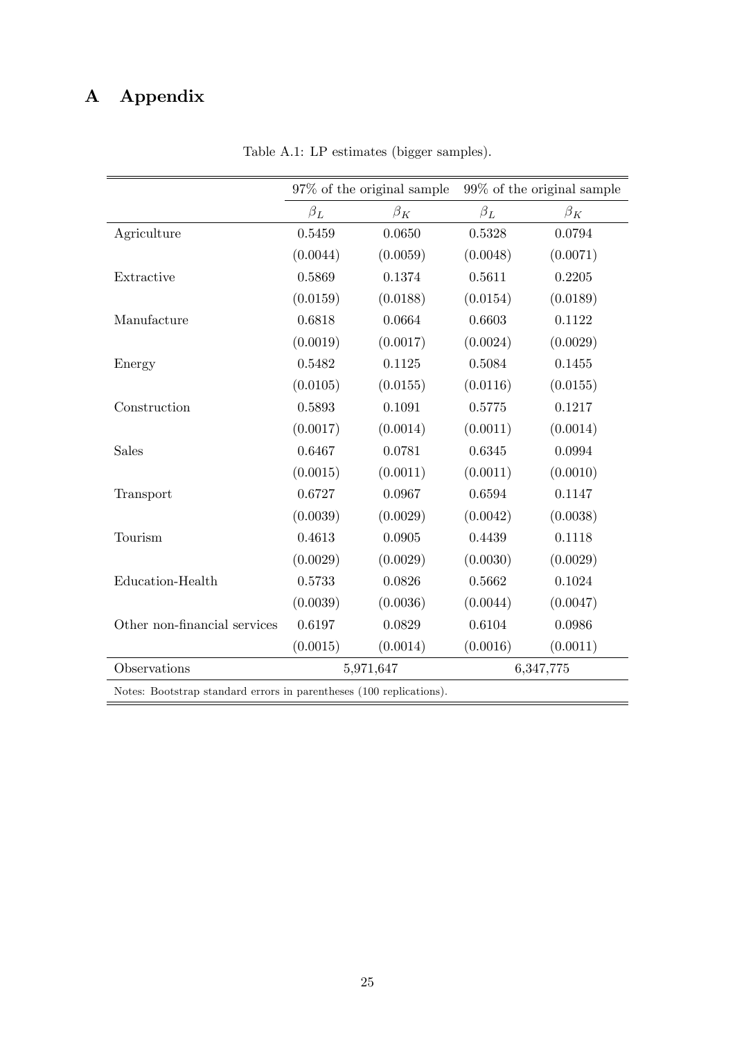# A Appendix

Table A.1: LP estimates (bigger samples).

| | 97% of the original sample | | 99% of the original sample | |
|---|---|---|---|---|
| | $\beta_L$ | $\beta_K$ | $\beta_L$ | $\beta_K$ |
| Agriculture | 0.5459 | 0.0650 | 0.5328 | 0.0794 |
| | (0.0044) | (0.0059) | (0.0048) | (0.0071) |
| Extractive | 0.5869 | 0.1374 | 0.5611 | 0.2205 |
| | (0.0159) | (0.0188) | (0.0154) | (0.0189) |
| Manufacture | 0.6818 | 0.0664 | 0.6603 | 0.1122 |
| | (0.0019) | (0.0017) | (0.0024) | (0.0029) |
| Energy | 0.5482 | 0.1125 | 0.5084 | 0.1455 |
| | (0.0105) | (0.0155) | (0.0116) | (0.0155) |
| Construction | 0.5893 | 0.1091 | 0.5775 | 0.1217 |
| | (0.0017) | (0.0014) | (0.0011) | (0.0014) |
| Sales | 0.6467 | 0.0781 | 0.6345 | 0.0994 |
| | (0.0015) | (0.0011) | (0.0011) | (0.0010) |
| Transport | 0.6727 | 0.0967 | 0.6594 | 0.1147 |
| | (0.0039) | (0.0029) | (0.0042) | (0.0038) |
| Tourism | 0.4613 | 0.0905 | 0.4439 | 0.1118 |
| | (0.0029) | (0.0029) | (0.0030) | (0.0029) |
| Education-Health | 0.5733 | 0.0826 | 0.5662 | 0.1024 |
| | (0.0039) | (0.0036) | (0.0044) | (0.0047) |
| Other non-financial services | 0.6197 | 0.0829 | 0.6104 | 0.0986 |
| | (0.0015) | (0.0014) | (0.0016) | (0.0011) |
| Observations | 5,971,647 | | 6,347,775 | |

Notes: Bootstrap standard errors in parentheses (100 replications).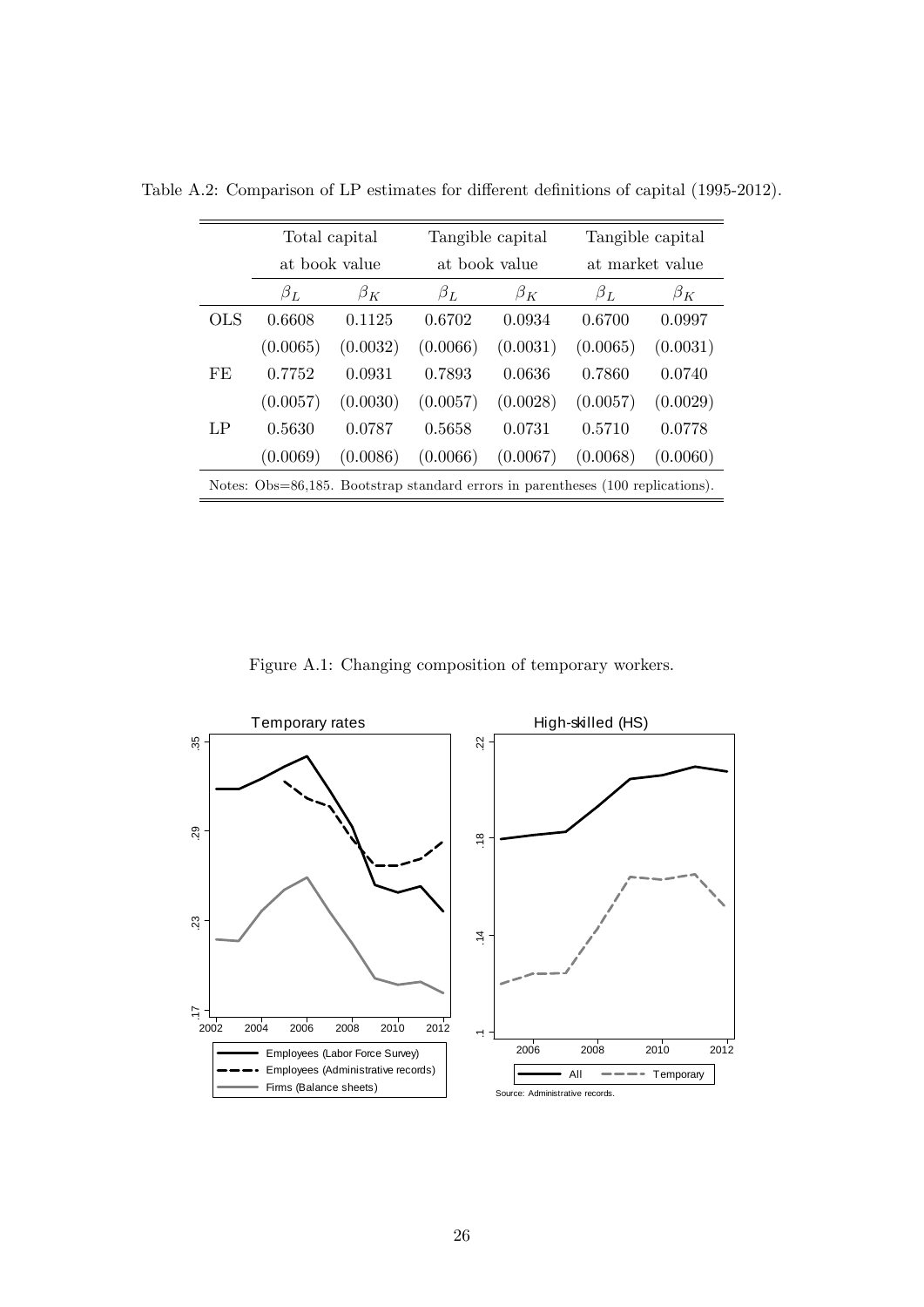Table A.2: Comparison of LP estimates for different definitions of capital (1995-2012).

| | Total capital at book value | | Tangible capital at book value | | Tangible capital at market value | |
|---|---|---|---|---|---|---|
| | $\beta_L$ | $\beta_K$ | $\beta_L$ | $\beta_K$ | $\beta_L$ | $\beta_K$ |
| OLS | 0.6608 | 0.1125 | 0.6702 | 0.0934 | 0.6700 | 0.0997 |
| | (0.0065) | (0.0032) | (0.0066) | (0.0031) | (0.0065) | (0.0031) |
| FE | 0.7752 | 0.0931 | 0.7893 | 0.0636 | 0.7860 | 0.0740 |
| | (0.0057) | (0.0030) | (0.0057) | (0.0028) | (0.0057) | (0.0029) |
| LP | 0.5630 | 0.0787 | 0.5658 | 0.0731 | 0.5710 | 0.0778 |
| | (0.0069) | (0.0086) | (0.0066) | (0.0067) | (0.0068) | (0.0060) |

Notes: Obs=86,185. Bootstrap standard errors in parentheses (100 replications).

Figure A.1: Changing composition of temporary workers.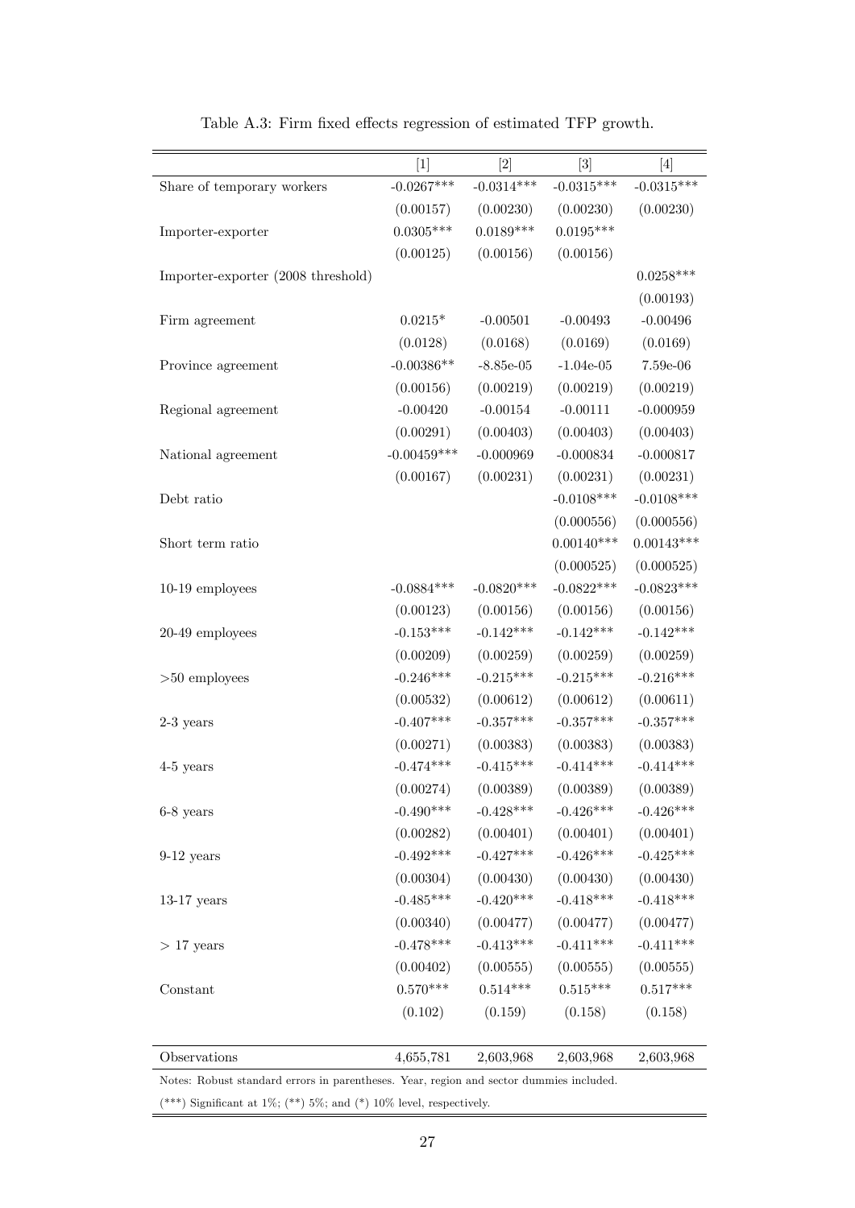Table A.3: Firm fixed effects regression of estimated TFP growth.

| | [1] | [2] | [3] | [4] |
|---|---|---|---|---|
| Share of temporary workers | -0.0267*** | -0.0314*** | -0.0315*** | -0.0315*** |
| | (0.00157) | (0.00230) | (0.00230) | (0.00230) |
| Importer-exporter | 0.0305*** | 0.0189*** | 0.0195*** | |
| | (0.00125) | (0.00156) | (0.00156) | |
| Importer-exporter (2008 threshold) | | | | 0.0258*** |
| | | | | (0.00193) |
| Firm agreement | 0.0215* | -0.00501 | -0.00493 | -0.00496 |
| | (0.0128) | (0.0168) | (0.0169) | (0.0169) |
| Province agreement | -0.00386** | -8.85e-05 | -1.04e-05 | 7.59e-06 |
| | (0.00156) | (0.00219) | (0.00219) | (0.00219) |
| Regional agreement | -0.00420 | -0.00154 | -0.00111 | -0.000959 |
| | (0.00291) | (0.00403) | (0.00403) | (0.00403) |
| National agreement | -0.00459*** | -0.000969 | -0.000834 | -0.000817 |
| | (0.00167) | (0.00231) | (0.00231) | (0.00231) |
| Debt ratio | | | -0.0108*** | -0.0108*** |
| | | | (0.000556) | (0.000556) |
| Short term ratio | | | 0.00140*** | 0.00143*** |
| | | | (0.000525) | (0.000525) |
| 10-19 employees | -0.0884*** | -0.0820*** | -0.0822*** | -0.0823*** |
| | (0.00123) | (0.00156) | (0.00156) | (0.00156) |
| 20-49 employees | -0.153*** | -0.142*** | -0.142*** | -0.142*** |
| | (0.00209) | (0.00259) | (0.00259) | (0.00259) |
| >50 employees | -0.246*** | -0.215*** | -0.215*** | -0.216*** |
| | (0.00532) | (0.00612) | (0.00612) | (0.00611) |
| 2-3 years | -0.407*** | -0.357*** | -0.357*** | -0.357*** |
| | (0.00271) | (0.00383) | (0.00383) | (0.00383) |
| 4-5 years | -0.474*** | -0.415*** | -0.414*** | -0.414*** |
| | (0.00274) | (0.00389) | (0.00389) | (0.00389) |
| 6-8 years | -0.490*** | -0.428*** | -0.426*** | -0.426*** |
| | (0.00282) | (0.00401) | (0.00401) | (0.00401) |
| 9-12 years | -0.492*** | -0.427*** | -0.426*** | -0.425*** |
| | (0.00304) | (0.00430) | (0.00430) | (0.00430) |
| 13-17 years | -0.485*** | -0.420*** | -0.418*** | -0.418*** |
| | (0.00340) | (0.00477) | (0.00477) | (0.00477) |
| > 17 years | -0.478*** | -0.413*** | -0.411*** | -0.411*** |
| | (0.00402) | (0.00555) | (0.00555) | (0.00555) |
| Constant | 0.570*** | 0.514*** | 0.515*** | 0.517*** |
| | (0.102) | (0.159) | (0.158) | (0.158) |
| Observations | 4,655,781 | 2,603,968 | 2,603,968 | 2,603,968 |

Notes: Robust standard errors in parentheses. Year, region and sector dummies included.

(***) Significant at 1%; (**) 5%; and (*) 10% level, respectively.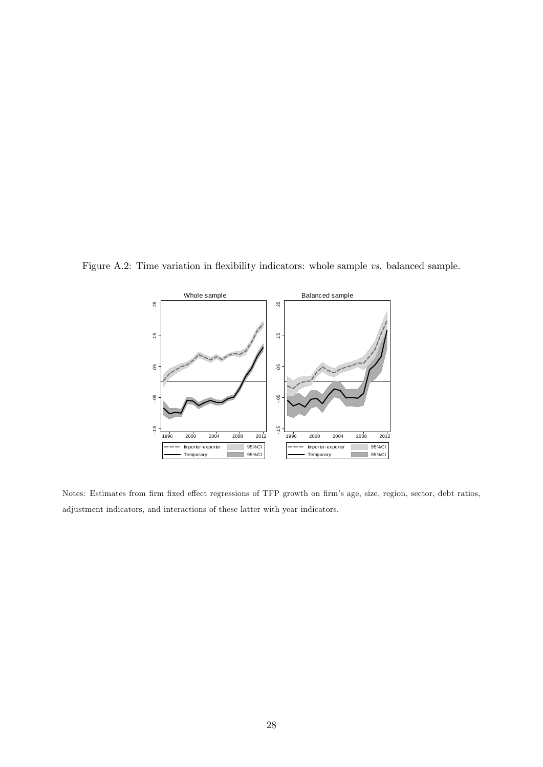Figure A.2: Time variation in flexibility indicators: whole sample *vs.* balanced sample.

Whole sample

.25
.15
.05
-.05
-.15

1996 2000 2004 2008 2012

Importer-exporter 95%CI
Temporary 95%CI

Balanced sample

.25
.15
.05
-.05
-.15

1996 2000 2004 2008 2012

Importer-exporter 95%CI
Temporary 95%CI

Notes: Estimates from firm fixed effect regressions of TFP growth on firm's age, size, region, sector, debt ratios, adjustment indicators, and interactions of these latter with year indicators.